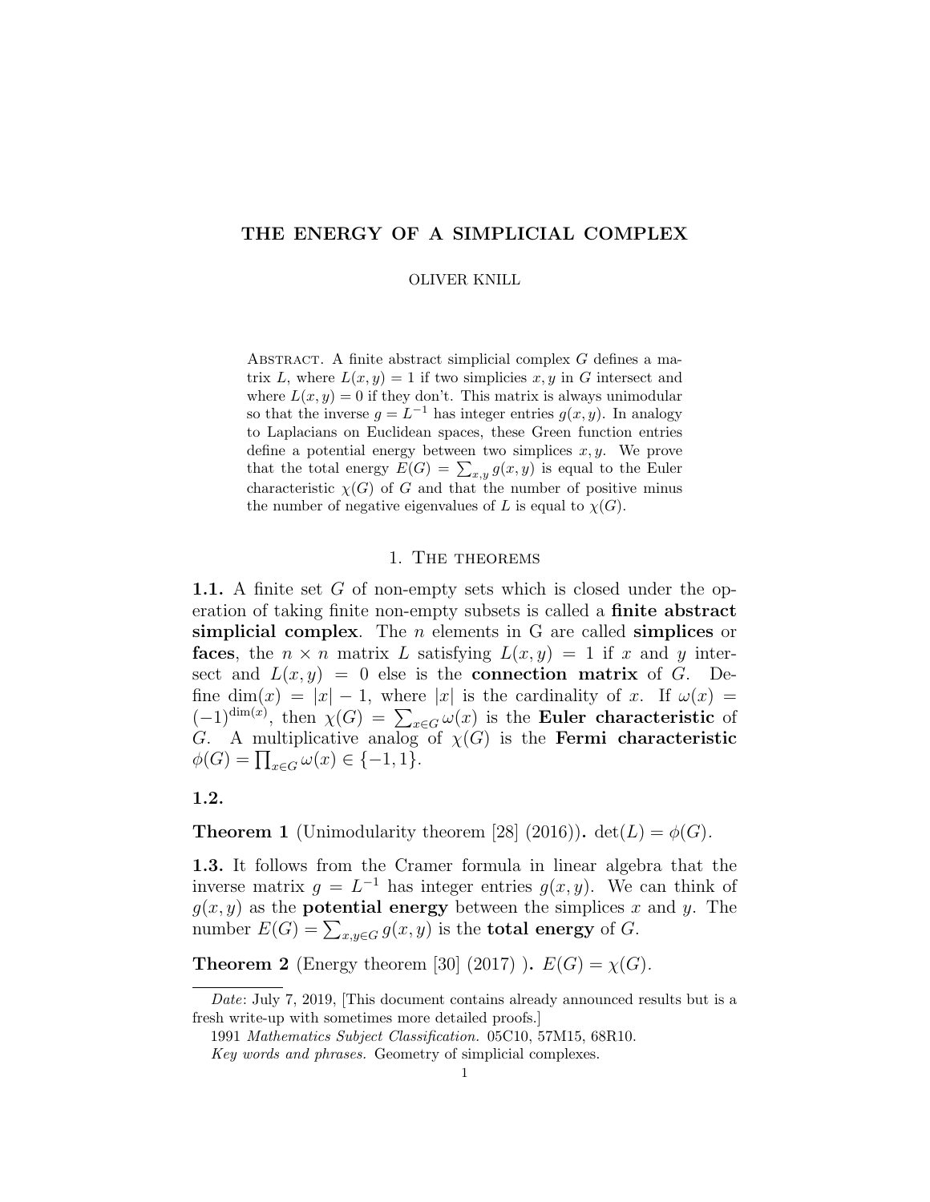# THE ENERGY OF A SIMPLICIAL COMPLEX

OLIVER KNILL

Abstract. A finite abstract simplicial complex $G$ defines a matrix $L$, where $L(x, y) = 1$ if two simplicies $x, y$ in $G$ intersect and where $L(x, y) = 0$ if they don't. This matrix is always unimodular so that the inverse $g = L^{-1}$ has integer entries $g(x, y)$. In analogy to Laplacians on Euclidean spaces, these Green function entries define a potential energy between two simplices $x, y$. We prove that the total energy $E(G) = \sum_{x,y} g(x, y)$ is equal to the Euler characteristic $\chi(G)$ of $G$ and that the number of positive minus the number of negative eigenvalues of $L$ is equal to $\chi(G)$.

## 1. The theorems

**1.1.** A finite set $G$ of non-empty sets which is closed under the operation of taking finite non-empty subsets is called a **finite abstract simplicial complex**. The $n$ elements in G are called **simplices** or **faces**, the $n \times n$ matrix $L$ satisfying $L(x, y) = 1$ if $x$ and $y$ intersect and $L(x, y) = 0$ else is the **connection matrix** of $G$. Define $\dim(x) = |x| - 1$, where $|x|$ is the cardinality of $x$. If $\omega(x) = (-1)^{\dim(x)}$, then $\chi(G) = \sum_{x \in G} \omega(x)$ is the **Euler characteristic** of $G$. A multiplicative analog of $\chi(G)$ is the **Fermi characteristic** $\phi(G) = \prod_{x \in G} \omega(x) \in \{-1, 1\}$.

**1.2.**

**Theorem 1** (Unimodularity theorem [28] (2016))**.** $\det(L) = \phi(G)$.

**1.3.** It follows from the Cramer formula in linear algebra that the inverse matrix $g = L^{-1}$ has integer entries $g(x, y)$. We can think of $g(x, y)$ as the **potential energy** between the simplices $x$ and $y$. The number $E(G) = \sum_{x,y \in G} g(x, y)$ is the **total energy** of $G$.

**Theorem 2** (Energy theorem [30] (2017) )**.** $E(G) = \chi(G)$.

---

*Date*: July 7, 2019, [This document contains already announced results but is a fresh write-up with sometimes more detailed proofs.]

1991 *Mathematics Subject Classification.* 05C10, 57M15, 68R10.

*Key words and phrases.* Geometry of simplicial complexes.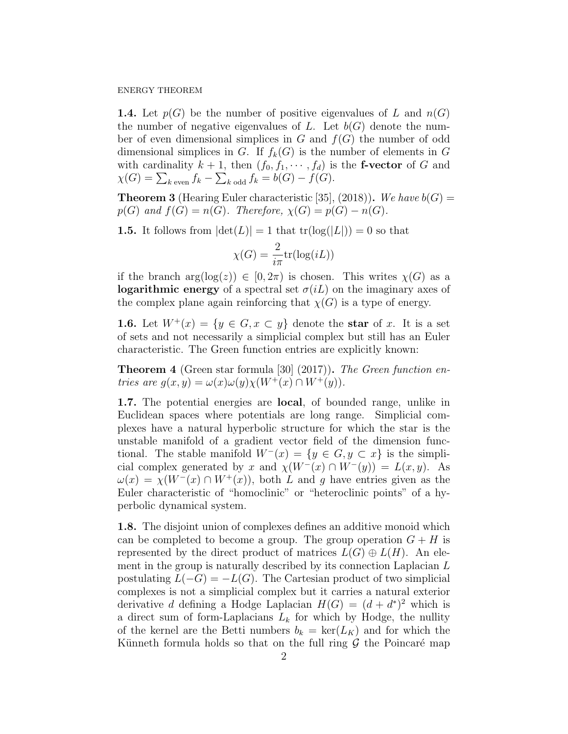**1.4.** Let $p(G)$ be the number of positive eigenvalues of $L$ and $n(G)$ the number of negative eigenvalues of $L$. Let $b(G)$ denote the number of even dimensional simplices in $G$ and $f(G)$ the number of odd dimensional simplices in $G$. If $f_k(G)$ is the number of elements in $G$ with cardinality $k+1$, then $(f_0, f_1, \cdots, f_d)$ is the **f-vector** of $G$ and $\chi(G) = \sum_{k \text{ even}} f_k - \sum_{k \text{ odd}} f_k = b(G) - f(G)$.

**Theorem 3** (Hearing Euler characteristic [35], (2018))**.** *We have $b(G) = p(G)$ and $f(G) = n(G)$. Therefore, $\chi(G) = p(G) - n(G)$.*

**1.5.** It follows from $|\det(L)| = 1$ that $\text{tr}(\log(|L|)) = 0$ so that

$$\chi(G) = \frac{2}{i\pi}\text{tr}(\log(iL))$$

if the branch $\arg(\log(z)) \in [0, 2\pi)$ is chosen. This writes $\chi(G)$ as a **logarithmic energy** of a spectral set $\sigma(iL)$ on the imaginary axes of the complex plane again reinforcing that $\chi(G)$ is a type of energy.

**1.6.** Let $W^+(x) = \{y \in G, x \subset y\}$ denote the **star** of $x$. It is a set of sets and not necessarily a simplicial complex but still has an Euler characteristic. The Green function entries are explicitly known:

**Theorem 4** (Green star formula [30] (2017))**.** *The Green function entries are $g(x,y) = \omega(x)\omega(y)\chi(W^+(x) \cap W^+(y))$.*

**1.7.** The potential energies are **local**, of bounded range, unlike in Euclidean spaces where potentials are long range. Simplicial complexes have a natural hyperbolic structure for which the star is the unstable manifold of a gradient vector field of the dimension functional. The stable manifold $W^-(x) = \{y \in G, y \subset x\}$ is the simplicial complex generated by $x$ and $\chi(W^-(x) \cap W^-(y)) = L(x,y)$. As $\omega(x) = \chi(W^-(x) \cap W^+(x))$, both $L$ and $g$ have entries given as the Euler characteristic of "homoclinic" or "heteroclinic points" of a hyperbolic dynamical system.

**1.8.** The disjoint union of complexes defines an additive monoid which can be completed to become a group. The group operation $G + H$ is represented by the direct product of matrices $L(G) \oplus L(H)$. An element in the group is naturally described by its connection Laplacian $L$ postulating $L(-G) = -L(G)$. The Cartesian product of two simplicial complexes is not a simplicial complex but it carries a natural exterior derivative $d$ defining a Hodge Laplacian $H(G) = (d + d^*)^2$ which is a direct sum of form-Laplacians $L_k$ for which by Hodge, the nullity of the kernel are the Betti numbers $b_k = \ker(L_K)$ and for which the Künneth formula holds so that on the full ring $\mathcal{G}$ the Poincaré map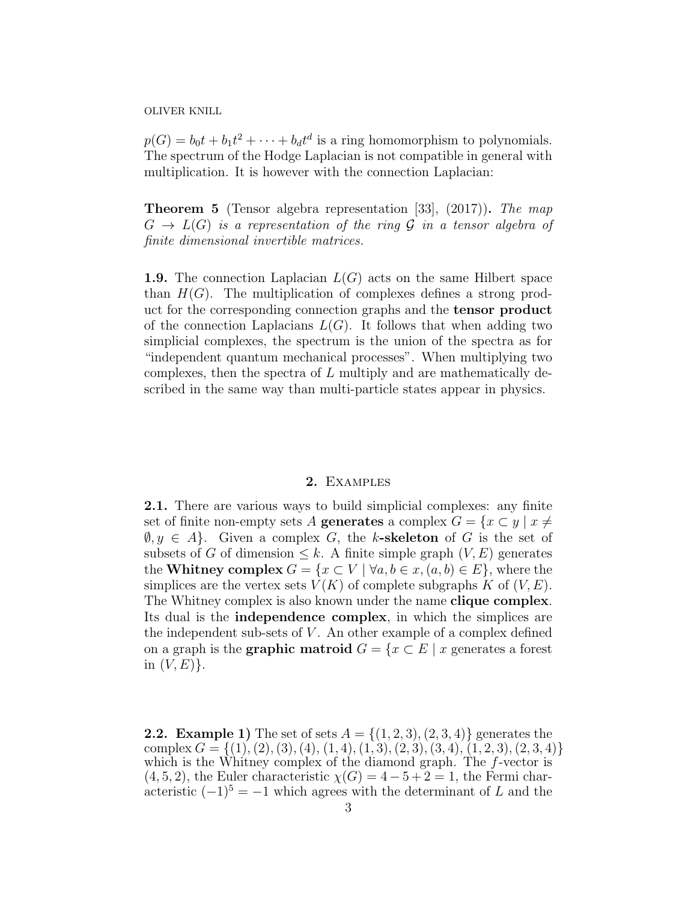$p(G) = b_0 t + b_1 t^2 + \cdots + b_d t^d$ is a ring homomorphism to polynomials. The spectrum of the Hodge Laplacian is not compatible in general with multiplication. It is however with the connection Laplacian:

**Theorem 5** (Tensor algebra representation [33], (2017))**.** *The map $G \to L(G)$ is a representation of the ring $\mathcal{G}$ in a tensor algebra of finite dimensional invertible matrices.*

**1.9.** The connection Laplacian $L(G)$ acts on the same Hilbert space than $H(G)$. The multiplication of complexes defines a strong product for the corresponding connection graphs and the **tensor product** of the connection Laplacians $L(G)$. It follows that when adding two simplicial complexes, the spectrum is the union of the spectra as for "independent quantum mechanical processes". When multiplying two complexes, then the spectra of $L$ multiply and are mathematically described in the same way than multi-particle states appear in physics.

## 2. Examples

**2.1.** There are various ways to build simplicial complexes: any finite set of finite non-empty sets $A$ **generates** a complex $G = \{x \subset y \mid x \neq \emptyset, y \in A\}$. Given a complex $G$, the **$k$-skeleton** of $G$ is the set of subsets of $G$ of dimension $\leq k$. A finite simple graph $(V, E)$ generates the **Whitney complex** $G = \{x \subset V \mid \forall a, b \in x, (a, b) \in E\}$, where the simplices are the vertex sets $V(K)$ of complete subgraphs $K$ of $(V, E)$. The Whitney complex is also known under the name **clique complex**. Its dual is the **independence complex**, in which the simplices are the independent sub-sets of $V$. An other example of a complex defined on a graph is the **graphic matroid** $G = \{x \subset E \mid x \text{ generates a forest in } (V, E)\}$.

**2.2. Example 1)** The set of sets $A = \{(1, 2, 3), (2, 3, 4)\}$ generates the complex $G = \{(1), (2), (3), (4), (1, 4), (1, 3), (2, 3), (3, 4), (1, 2, 3), (2, 3, 4)\}$ which is the Whitney complex of the diamond graph. The $f$-vector is $(4, 5, 2)$, the Euler characteristic $\chi(G) = 4 - 5 + 2 = 1$, the Fermi characteristic $(-1)^5 = -1$ which agrees with the determinant of $L$ and the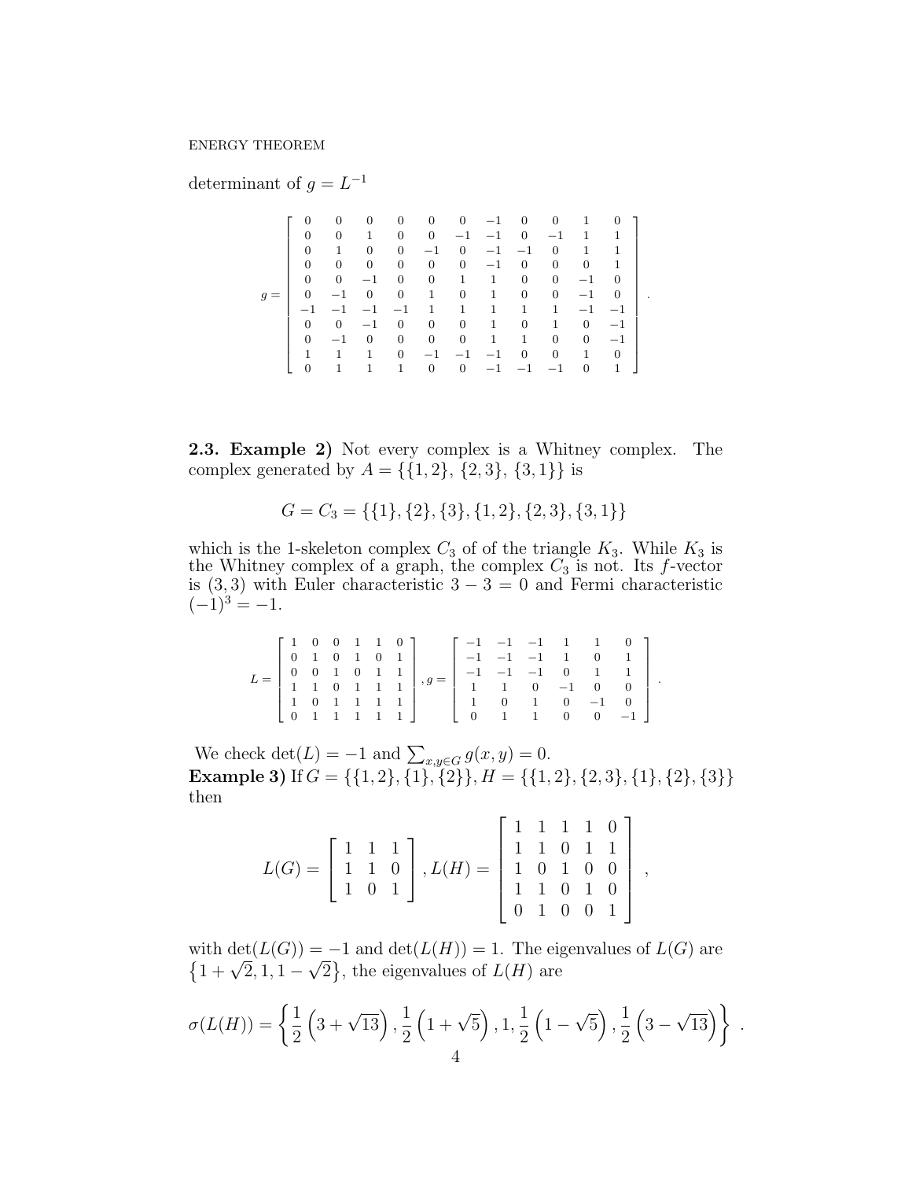determinant of $g = L^{-1}$

$$
g = \left[ \begin{array}{ccccccccccc}
0 & 0 & 0 & 0 & 0 & 0 & -1 & 0 & 0 & 1 & 0 \\
0 & 0 & 1 & 0 & 0 & -1 & -1 & 0 & -1 & 1 & 1 \\
0 & 1 & 0 & 0 & -1 & 0 & -1 & -1 & 0 & 1 & 1 \\
0 & 0 & 0 & 0 & 0 & 0 & -1 & 0 & 0 & 0 & 1 \\
0 & 0 & -1 & 0 & 0 & 1 & 1 & 0 & 0 & -1 & 0 \\
0 & -1 & 0 & 0 & 1 & 0 & 1 & 0 & 0 & -1 & 0 \\
-1 & -1 & -1 & -1 & 1 & 1 & 1 & 1 & 1 & -1 & -1 \\
0 & 0 & -1 & 0 & 0 & 0 & 1 & 0 & 1 & 0 & -1 \\
0 & -1 & 0 & 0 & 0 & 0 & 1 & 1 & 0 & 0 & -1 \\
1 & 1 & 1 & 0 & -1 & -1 & -1 & 0 & 0 & 1 & 0 \\
0 & 1 & 1 & 1 & 0 & 0 & -1 & -1 & -1 & 0 & 1
\end{array} \right] .
$$

**2.3. Example 2)** Not every complex is a Whitney complex. The complex generated by $A = \{\{1,2\},\ \{2,3\},\ \{3,1\}\}$ is

$$G = C_3 = \{\{1\},\{2\},\{3\},\{1,2\},\{2,3\},\{3,1\}\}$$

which is the 1-skeleton complex $C_3$ of of the triangle $K_3$. While $K_3$ is the Whitney complex of a graph, the complex $C_3$ is not. Its $f$-vector is $(3,3)$ with Euler characteristic $3-3=0$ and Fermi characteristic $(-1)^3 = -1$.

$$
L = \left[ \begin{array}{cccccc}
1 & 0 & 0 & 1 & 1 & 0 \\
0 & 1 & 0 & 1 & 0 & 1 \\
0 & 0 & 1 & 0 & 1 & 1 \\
1 & 1 & 0 & 1 & 1 & 1 \\
1 & 0 & 1 & 1 & 1 & 1 \\
0 & 1 & 1 & 1 & 1 & 1
\end{array} \right] , g = \left[ \begin{array}{cccccc}
-1 & -1 & -1 & 1 & 1 & 0 \\
-1 & -1 & -1 & 1 & 0 & 1 \\
-1 & -1 & -1 & 0 & 1 & 1 \\
1 & 1 & 0 & -1 & 0 & 0 \\
1 & 0 & 1 & 0 & -1 & 0 \\
0 & 1 & 1 & 0 & 0 & -1
\end{array} \right] .
$$

We check $\det(L) = -1$ and $\sum_{x,y \in G} g(x,y) = 0$.
**Example 3)** If $G = \{\{1,2\},\{1\},\{2\}\}, H = \{\{1,2\},\{2,3\},\{1\},\{2\},\{3\}\}$ then

$$
L(G) = \left[ \begin{array}{ccc}
1 & 1 & 1 \\
1 & 1 & 0 \\
1 & 0 & 1
\end{array} \right] , L(H) = \left[ \begin{array}{ccccc}
1 & 1 & 1 & 1 & 0 \\
1 & 1 & 0 & 1 & 1 \\
1 & 0 & 1 & 0 & 0 \\
1 & 1 & 0 & 1 & 0 \\
0 & 1 & 0 & 0 & 1
\end{array} \right] ,
$$

with $\det(L(G)) = -1$ and $\det(L(H)) = 1$. The eigenvalues of $L(G)$ are $\{1+\sqrt{2}, 1, 1-\sqrt{2}\}$, the eigenvalues of $L(H)$ are

$$\sigma(L(H)) = \left\{ \frac{1}{2}\left(3+\sqrt{13}\right), \frac{1}{2}\left(1+\sqrt{5}\right), 1, \frac{1}{2}\left(1-\sqrt{5}\right), \frac{1}{2}\left(3-\sqrt{13}\right) \right\} .$$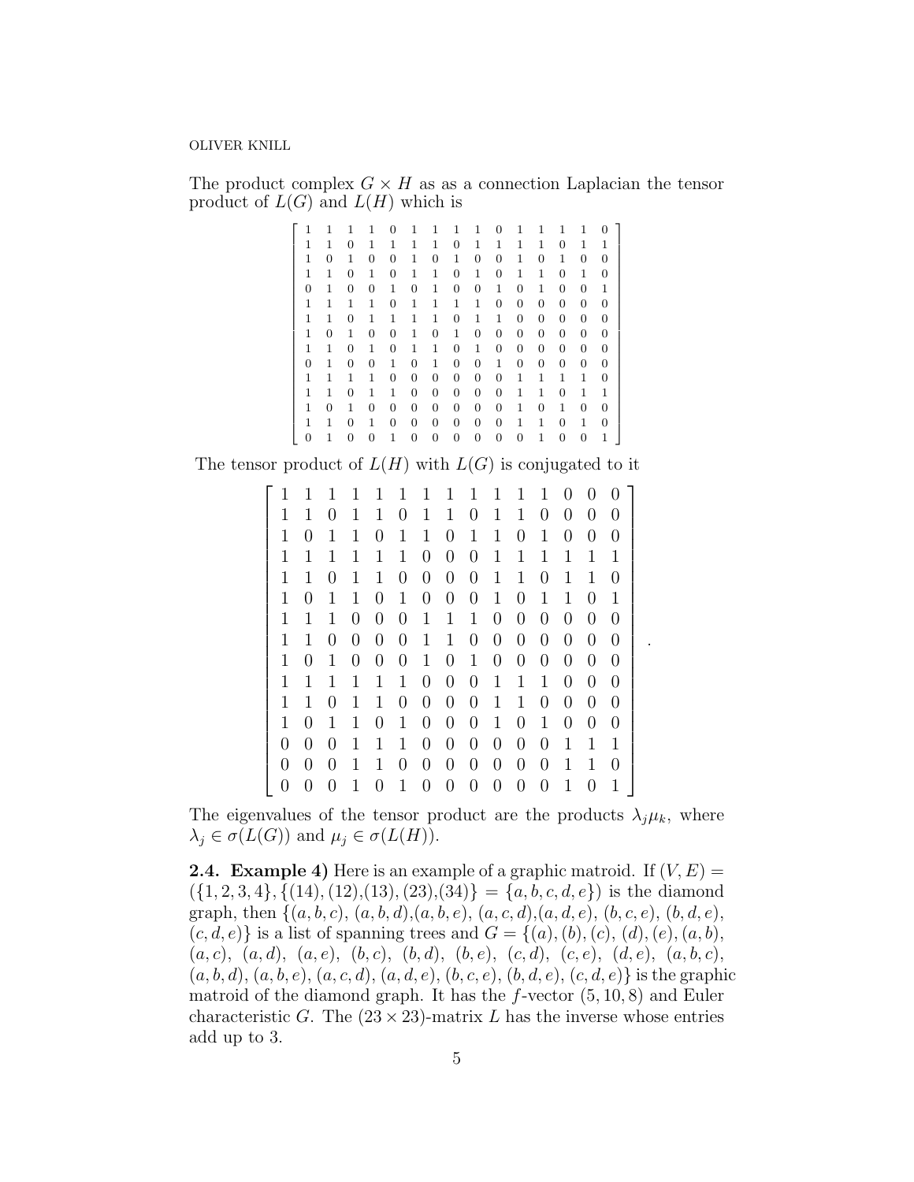The product complex $G \times H$ as as a connection Laplacian the tensor product of $L(G)$ and $L(H)$ which is

$$\begin{bmatrix}
1 & 1 & 1 & 1 & 0 & 1 & 1 & 1 & 1 & 0 & 1 & 1 & 1 & 1 & 0 \\
1 & 1 & 0 & 1 & 1 & 1 & 1 & 0 & 1 & 1 & 1 & 1 & 0 & 1 & 1 \\
1 & 0 & 1 & 0 & 0 & 1 & 0 & 1 & 0 & 0 & 1 & 0 & 1 & 0 & 0 \\
1 & 1 & 0 & 1 & 0 & 1 & 1 & 0 & 1 & 0 & 1 & 1 & 0 & 1 & 0 \\
0 & 1 & 0 & 0 & 1 & 0 & 1 & 0 & 0 & 1 & 0 & 1 & 0 & 0 & 1 \\
1 & 1 & 1 & 1 & 0 & 1 & 1 & 1 & 1 & 0 & 0 & 0 & 0 & 0 & 0 \\
1 & 1 & 0 & 1 & 1 & 1 & 1 & 0 & 1 & 1 & 0 & 0 & 0 & 0 & 0 \\
1 & 0 & 1 & 0 & 0 & 1 & 0 & 1 & 0 & 0 & 0 & 0 & 0 & 0 & 0 \\
1 & 1 & 0 & 1 & 0 & 1 & 1 & 0 & 1 & 0 & 0 & 0 & 0 & 0 & 0 \\
0 & 1 & 0 & 0 & 1 & 0 & 1 & 0 & 0 & 1 & 0 & 0 & 0 & 0 & 0 \\
1 & 1 & 1 & 1 & 0 & 0 & 0 & 0 & 0 & 0 & 1 & 1 & 1 & 1 & 0 \\
1 & 1 & 0 & 1 & 1 & 0 & 0 & 0 & 0 & 0 & 1 & 1 & 0 & 1 & 1 \\
1 & 0 & 1 & 0 & 0 & 0 & 0 & 0 & 0 & 0 & 1 & 0 & 1 & 0 & 0 \\
1 & 1 & 0 & 1 & 0 & 0 & 0 & 0 & 0 & 0 & 1 & 1 & 0 & 1 & 0 \\
0 & 1 & 0 & 0 & 1 & 0 & 0 & 0 & 0 & 0 & 0 & 1 & 0 & 0 & 1
\end{bmatrix}$$

The tensor product of $L(H)$ with $L(G)$ is conjugated to it

$$\begin{bmatrix}
1 & 1 & 1 & 1 & 1 & 1 & 1 & 1 & 1 & 1 & 1 & 1 & 0 & 0 & 0 \\
1 & 1 & 0 & 1 & 1 & 0 & 1 & 1 & 0 & 1 & 1 & 0 & 0 & 0 & 0 \\
1 & 0 & 1 & 1 & 0 & 1 & 1 & 0 & 1 & 1 & 0 & 1 & 0 & 0 & 0 \\
1 & 1 & 1 & 1 & 1 & 1 & 0 & 0 & 0 & 1 & 1 & 1 & 1 & 1 & 1 \\
1 & 1 & 0 & 1 & 1 & 0 & 0 & 0 & 0 & 1 & 1 & 0 & 1 & 1 & 0 \\
1 & 0 & 1 & 1 & 0 & 1 & 0 & 0 & 0 & 1 & 0 & 1 & 1 & 0 & 1 \\
1 & 1 & 1 & 0 & 0 & 0 & 1 & 1 & 1 & 0 & 0 & 0 & 0 & 0 & 0 \\
1 & 1 & 0 & 0 & 0 & 0 & 1 & 1 & 0 & 0 & 0 & 0 & 0 & 0 & 0 \\
1 & 0 & 1 & 0 & 0 & 0 & 1 & 0 & 1 & 0 & 0 & 0 & 0 & 0 & 0 \\
1 & 1 & 1 & 1 & 1 & 1 & 0 & 0 & 0 & 1 & 1 & 1 & 0 & 0 & 0 \\
1 & 1 & 0 & 1 & 1 & 0 & 0 & 0 & 0 & 1 & 1 & 0 & 0 & 0 & 0 \\
1 & 0 & 1 & 1 & 0 & 1 & 0 & 0 & 0 & 1 & 0 & 1 & 0 & 0 & 0 \\
0 & 0 & 0 & 1 & 1 & 1 & 0 & 0 & 0 & 0 & 0 & 0 & 1 & 1 & 1 \\
0 & 0 & 0 & 1 & 1 & 0 & 0 & 0 & 0 & 0 & 0 & 0 & 1 & 1 & 0 \\
0 & 0 & 0 & 1 & 0 & 1 & 0 & 0 & 0 & 0 & 0 & 0 & 1 & 0 & 1
\end{bmatrix}.$$

The eigenvalues of the tensor product are the products $\lambda_j \mu_k$, where $\lambda_j \in \sigma(L(G))$ and $\mu_j \in \sigma(L(H))$.

**2.4. Example 4)** Here is an example of a graphic matroid. If $(V, E) = (\{1, 2, 3, 4\}, \{(14), (12), (13), (23), (34)\} = \{a, b, c, d, e\})$ is the diamond graph, then $\{(a, b, c), (a, b, d), (a, b, e), (a, c, d), (a, d, e), (b, c, e), (b, d, e), (c, d, e)\}$ is a list of spanning trees and $G = \{(a), (b), (c), (d), (e), (a, b), (a, c), (a, d), (a, e), (b, c), (b, d), (b, e), (c, d), (c, e), (d, e), (a, b, c), (a, b, d), (a, b, e), (a, c, d), (a, d, e), (b, c, e), (b, d, e), (c, d, e)\}$ is the graphic matroid of the diamond graph. It has the $f$-vector $(5, 10, 8)$ and Euler characteristic $G$. The $(23 \times 23)$-matrix $L$ has the inverse whose entries add up to 3.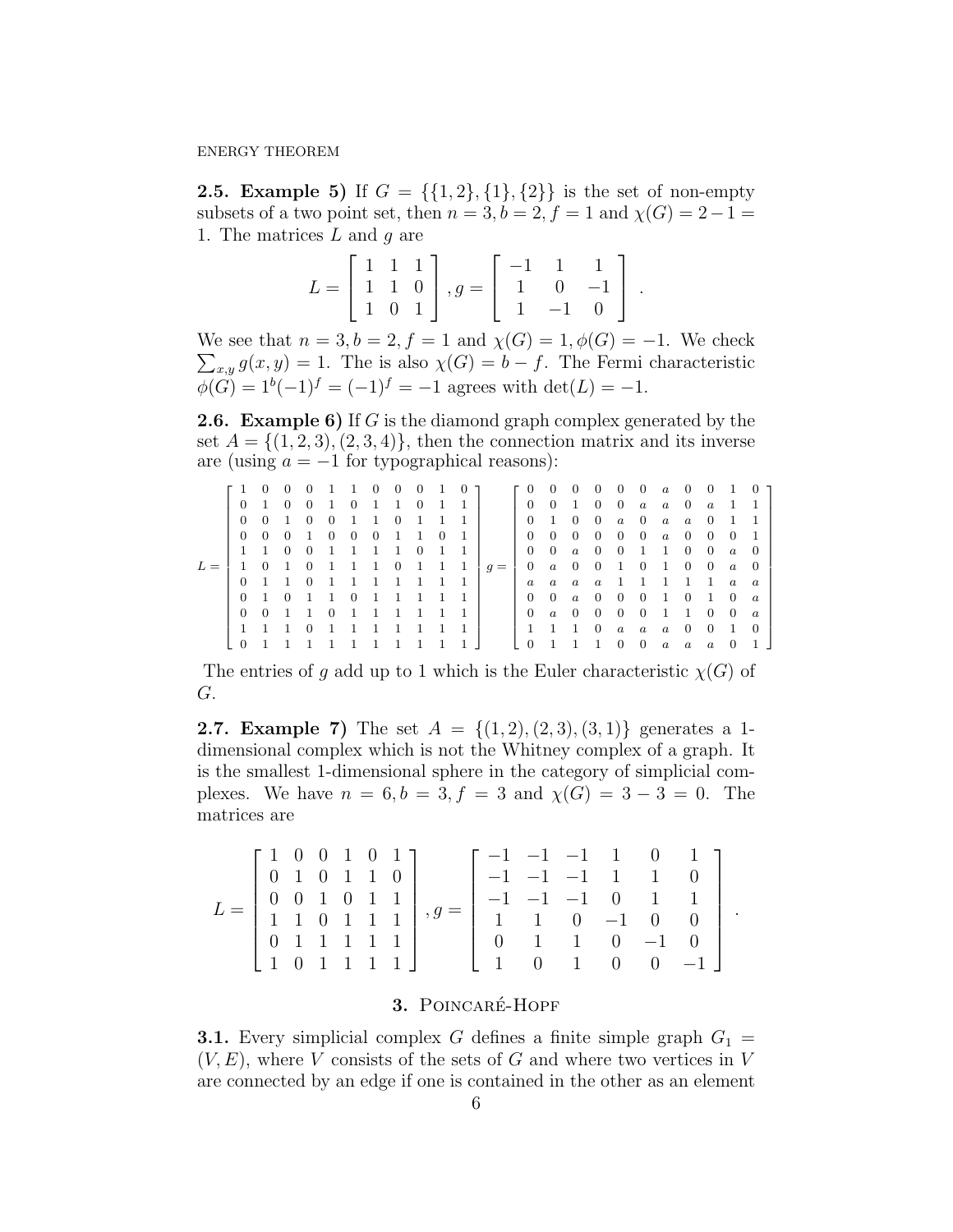**2.5. Example 5)** If $G = \{\{1,2\},\{1\},\{2\}\}$ is the set of non-empty subsets of a two point set, then $n = 3, b = 2, f = 1$ and $\chi(G) = 2-1 = 1$. The matrices $L$ and $g$ are

$$L = \begin{bmatrix} 1 & 1 & 1 \\ 1 & 1 & 0 \\ 1 & 0 & 1 \end{bmatrix}, g = \begin{bmatrix} -1 & 1 & 1 \\ 1 & 0 & -1 \\ 1 & -1 & 0 \end{bmatrix}.$$

We see that $n = 3, b = 2, f = 1$ and $\chi(G) = 1, \phi(G) = -1$. We check $\sum_{x,y} g(x,y) = 1$. The is also $\chi(G) = b - f$. The Fermi characteristic $\phi(G) = 1^b(-1)^f = (-1)^f = -1$ agrees with $\det(L) = -1$.

**2.6. Example 6)** If $G$ is the diamond graph complex generated by the set $A = \{(1,2,3),(2,3,4)\}$, then the connection matrix and its inverse are (using $a = -1$ for typographical reasons):

$$L = \begin{bmatrix} 1 & 0 & 0 & 0 & 1 & 1 & 0 & 0 & 0 & 1 & 0 \\ 0 & 1 & 0 & 0 & 1 & 0 & 1 & 1 & 0 & 1 & 1 \\ 0 & 0 & 1 & 0 & 0 & 1 & 1 & 0 & 1 & 1 & 1 \\ 0 & 0 & 0 & 1 & 0 & 0 & 0 & 1 & 1 & 0 & 1 \\ 1 & 1 & 0 & 0 & 1 & 1 & 1 & 1 & 0 & 1 & 1 \\ 1 & 0 & 1 & 0 & 1 & 1 & 1 & 0 & 1 & 1 & 1 \\ 0 & 1 & 1 & 0 & 1 & 1 & 1 & 1 & 1 & 1 & 1 \\ 0 & 1 & 0 & 1 & 1 & 0 & 1 & 1 & 1 & 1 & 1 \\ 0 & 0 & 1 & 1 & 0 & 1 & 1 & 1 & 1 & 1 & 1 \\ 1 & 1 & 1 & 0 & 1 & 1 & 1 & 1 & 1 & 1 & 1 \\ 0 & 1 & 1 & 1 & 1 & 1 & 1 & 1 & 1 & 1 & 1 \end{bmatrix} g = \begin{bmatrix} 0 & 0 & 0 & 0 & 0 & 0 & a & 0 & 0 & 1 & 0 \\ 0 & 0 & 1 & 0 & 0 & a & a & 0 & a & 1 & 1 \\ 0 & 1 & 0 & 0 & a & 0 & a & a & 0 & 1 & 1 \\ 0 & 0 & 0 & 0 & 0 & 0 & a & 0 & 0 & 0 & 1 \\ 0 & 0 & a & 0 & 0 & 1 & 1 & 0 & 0 & a & 0 \\ 0 & a & 0 & 0 & 1 & 0 & 1 & 0 & 0 & a & 0 \\ a & a & a & a & 1 & 1 & 1 & 1 & 1 & a & a \\ 0 & 0 & a & 0 & 0 & 0 & 1 & 0 & 1 & 0 & a \\ 0 & a & 0 & 0 & 0 & 0 & 1 & 1 & 0 & 0 & a \\ 1 & 1 & 1 & 0 & a & a & a & 0 & 0 & 1 & 0 \\ 0 & 1 & 1 & 1 & 0 & 0 & a & a & a & 0 & 1 \end{bmatrix}$$

The entries of $g$ add up to 1 which is the Euler characteristic $\chi(G)$ of $G$.

**2.7. Example 7)** The set $A = \{(1,2),(2,3),(3,1)\}$ generates a 1-dimensional complex which is not the Whitney complex of a graph. It is the smallest 1-dimensional sphere in the category of simplicial complexes. We have $n = 6, b = 3, f = 3$ and $\chi(G) = 3 - 3 = 0$. The matrices are

$$L = \begin{bmatrix} 1 & 0 & 0 & 1 & 0 & 1 \\ 0 & 1 & 0 & 1 & 1 & 0 \\ 0 & 0 & 1 & 0 & 1 & 1 \\ 1 & 1 & 0 & 1 & 1 & 1 \\ 0 & 1 & 1 & 1 & 1 & 1 \\ 1 & 0 & 1 & 1 & 1 & 1 \end{bmatrix}, g = \begin{bmatrix} -1 & -1 & -1 & 1 & 0 & 1 \\ -1 & -1 & -1 & 1 & 1 & 0 \\ -1 & -1 & -1 & 0 & 1 & 1 \\ 1 & 1 & 0 & -1 & 0 & 0 \\ 0 & 1 & 1 & 0 & -1 & 0 \\ 1 & 0 & 1 & 0 & 0 & -1 \end{bmatrix}.$$

## 3. Poincaré-Hopf

**3.1.** Every simplicial complex $G$ defines a finite simple graph $G_1 = (V, E)$, where $V$ consists of the sets of $G$ and where two vertices in $V$ are connected by an edge if one is contained in the other as an element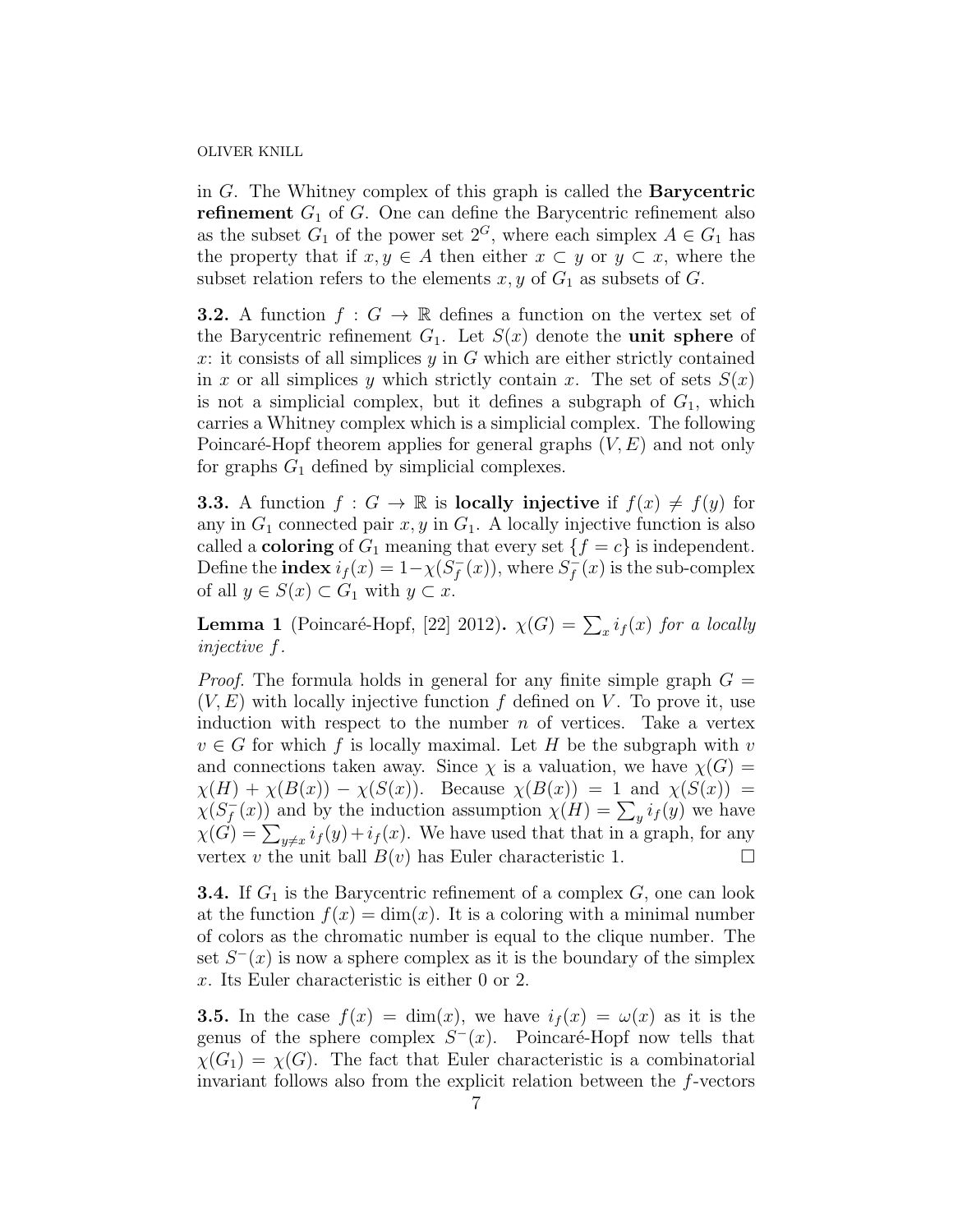in $G$. The Whitney complex of this graph is called the **Barycentric refinement** $G_1$ of $G$. One can define the Barycentric refinement also as the subset $G_1$ of the power set $2^G$, where each simplex $A \in G_1$ has the property that if $x, y \in A$ then either $x \subset y$ or $y \subset x$, where the subset relation refers to the elements $x, y$ of $G_1$ as subsets of $G$.

**3.2.** A function $f : G \to \mathbb{R}$ defines a function on the vertex set of the Barycentric refinement $G_1$. Let $S(x)$ denote the **unit sphere** of $x$: it consists of all simplices $y$ in $G$ which are either strictly contained in $x$ or all simplices $y$ which strictly contain $x$. The set of sets $S(x)$ is not a simplicial complex, but it defines a subgraph of $G_1$, which carries a Whitney complex which is a simplicial complex. The following Poincaré-Hopf theorem applies for general graphs $(V, E)$ and not only for graphs $G_1$ defined by simplicial complexes.

**3.3.** A function $f : G \to \mathbb{R}$ is **locally injective** if $f(x) \neq f(y)$ for any in $G_1$ connected pair $x, y$ in $G_1$. A locally injective function is also called a **coloring** of $G_1$ meaning that every set $\{f = c\}$ is independent. Define the **index** $i_f(x) = 1 - \chi(S_f^-(x))$, where $S_f^-(x)$ is the sub-complex of all $y \in S(x) \subset G_1$ with $y \subset x$.

**Lemma 1** (Poincaré-Hopf, [22] 2012)**.** *$\chi(G) = \sum_x i_f(x)$ for a locally injective $f$.*

*Proof.* The formula holds in general for any finite simple graph $G = (V, E)$ with locally injective function $f$ defined on $V$. To prove it, use induction with respect to the number $n$ of vertices. Take a vertex $v \in G$ for which $f$ is locally maximal. Let $H$ be the subgraph with $v$ and connections taken away. Since $\chi$ is a valuation, we have $\chi(G) = \chi(H) + \chi(B(x)) - \chi(S(x))$. Because $\chi(B(x)) = 1$ and $\chi(S(x)) = \chi(S_f^-(x))$ and by the induction assumption $\chi(H) = \sum_y i_f(y)$ we have $\chi(G) = \sum_{y \neq x} i_f(y) + i_f(x)$. We have used that that in a graph, for any vertex $v$ the unit ball $B(v)$ has Euler characteristic 1. $\square$

**3.4.** If $G_1$ is the Barycentric refinement of a complex $G$, one can look at the function $f(x) = \dim(x)$. It is a coloring with a minimal number of colors as the chromatic number is equal to the clique number. The set $S^-(x)$ is now a sphere complex as it is the boundary of the simplex $x$. Its Euler characteristic is either 0 or 2.

**3.5.** In the case $f(x) = \dim(x)$, we have $i_f(x) = \omega(x)$ as it is the genus of the sphere complex $S^-(x)$. Poincaré-Hopf now tells that $\chi(G_1) = \chi(G)$. The fact that Euler characteristic is a combinatorial invariant follows also from the explicit relation between the $f$-vectors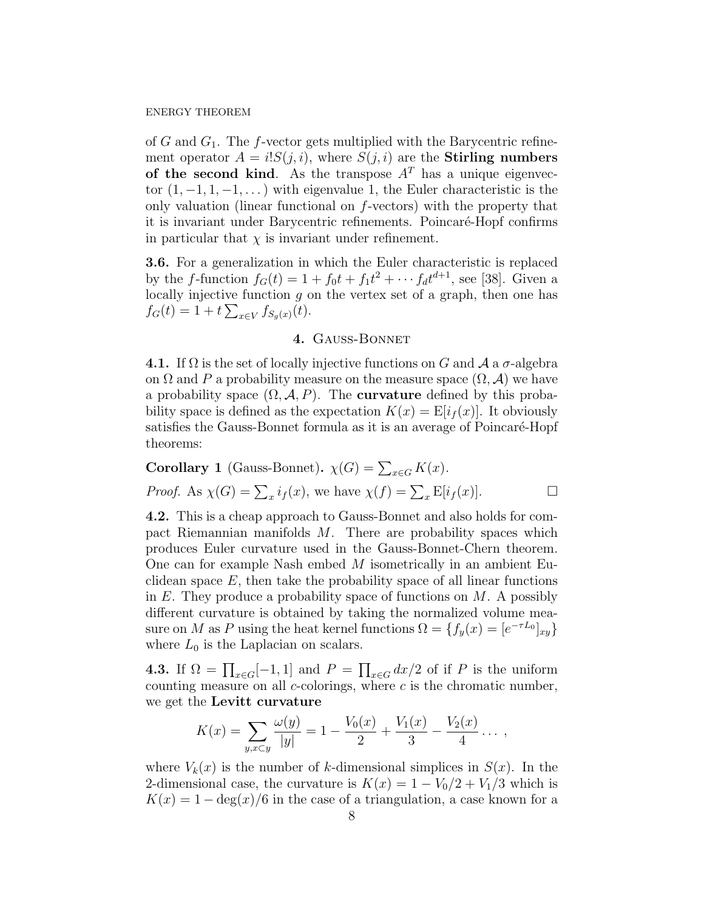of $G$ and $G_1$. The $f$-vector gets multiplied with the Barycentric refinement operator $A = i!S(j,i)$, where $S(j,i)$ are the **Stirling numbers of the second kind**. As the transpose $A^T$ has a unique eigenvector $(1,-1,1,-1,\dots)$ with eigenvalue 1, the Euler characteristic is the only valuation (linear functional on $f$-vectors) with the property that it is invariant under Barycentric refinements. Poincaré-Hopf confirms in particular that $\chi$ is invariant under refinement.

**3.6.** For a generalization in which the Euler characteristic is replaced by the $f$-function $f_G(t) = 1 + f_0 t + f_1 t^2 + \cdots f_d t^{d+1}$, see [38]. Given a locally injective function $g$ on the vertex set of a graph, then one has $f_G(t) = 1 + t \sum_{x \in V} f_{S_g(x)}(t)$.

## 4. Gauss-Bonnet

**4.1.** If $\Omega$ is the set of locally injective functions on $G$ and $\mathcal{A}$ a $\sigma$-algebra on $\Omega$ and $P$ a probability measure on the measure space $(\Omega, \mathcal{A})$ we have a probability space $(\Omega, \mathcal{A}, P)$. The **curvature** defined by this probability space is defined as the expectation $K(x) = \mathrm{E}[i_f(x)]$. It obviously satisfies the Gauss-Bonnet formula as it is an average of Poincaré-Hopf theorems:

**Corollary 1** (Gauss-Bonnet)**.** $\chi(G) = \sum_{x \in G} K(x)$.

*Proof.* As $\chi(G) = \sum_x i_f(x)$, we have $\chi(f) = \sum_x \mathrm{E}[i_f(x)]$. □

**4.2.** This is a cheap approach to Gauss-Bonnet and also holds for compact Riemannian manifolds $M$. There are probability spaces which produces Euler curvature used in the Gauss-Bonnet-Chern theorem. One can for example Nash embed $M$ isometrically in an ambient Euclidean space $E$, then take the probability space of all linear functions in $E$. They produce a probability space of functions on $M$. A possibly different curvature is obtained by taking the normalized volume measure on $M$ as $P$ using the heat kernel functions $\Omega = \{f_y(x) = [e^{-\tau L_0}]_{xy}\}$ where $L_0$ is the Laplacian on scalars.

**4.3.** If $\Omega = \prod_{x \in G}[-1,1]$ and $P = \prod_{x \in G} dx/2$ of if $P$ is the uniform counting measure on all $c$-colorings, where $c$ is the chromatic number, we get the **Levitt curvature**

$$K(x) = \sum_{y, x \subset y} \frac{\omega(y)}{|y|} = 1 - \frac{V_0(x)}{2} + \frac{V_1(x)}{3} - \frac{V_2(x)}{4} \dots ,$$

where $V_k(x)$ is the number of $k$-dimensional simplices in $S(x)$. In the 2-dimensional case, the curvature is $K(x) = 1 - V_0/2 + V_1/3$ which is $K(x) = 1 - \deg(x)/6$ in the case of a triangulation, a case known for a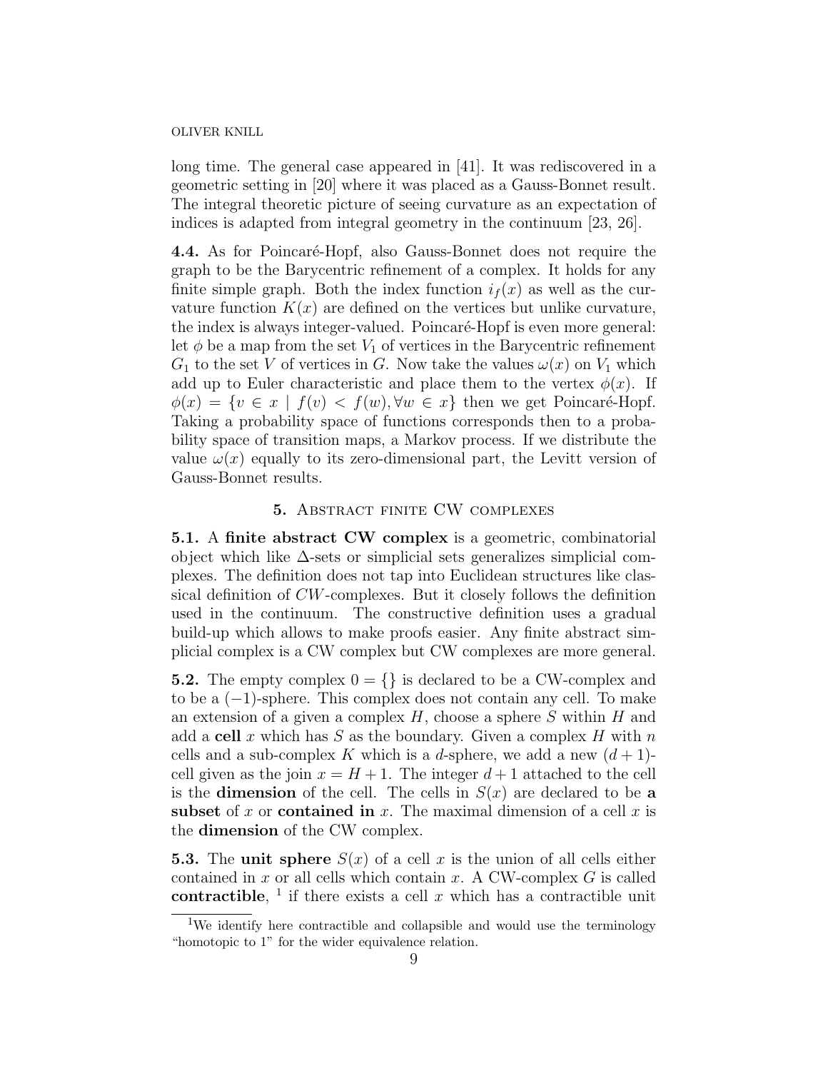long time. The general case appeared in [41]. It was rediscovered in a geometric setting in [20] where it was placed as a Gauss-Bonnet result. The integral theoretic picture of seeing curvature as an expectation of indices is adapted from integral geometry in the continuum [23, 26].

**4.4.** As for Poincaré-Hopf, also Gauss-Bonnet does not require the graph to be the Barycentric refinement of a complex. It holds for any finite simple graph. Both the index function $i_f(x)$ as well as the curvature function $K(x)$ are defined on the vertices but unlike curvature, the index is always integer-valued. Poincaré-Hopf is even more general: let $\phi$ be a map from the set $V_1$ of vertices in the Barycentric refinement $G_1$ to the set $V$ of vertices in $G$. Now take the values $\omega(x)$ on $V_1$ which add up to Euler characteristic and place them to the vertex $\phi(x)$. If $\phi(x) = \{v \in x \mid f(v) < f(w), \forall w \in x\}$ then we get Poincaré-Hopf. Taking a probability space of functions corresponds then to a probability space of transition maps, a Markov process. If we distribute the value $\omega(x)$ equally to its zero-dimensional part, the Levitt version of Gauss-Bonnet results.

## 5. Abstract finite CW complexes

**5.1.** A **finite abstract CW complex** is a geometric, combinatorial object which like $\Delta$-sets or simplicial sets generalizes simplicial complexes. The definition does not tap into Euclidean structures like classical definition of $CW$-complexes. But it closely follows the definition used in the continuum. The constructive definition uses a gradual build-up which allows to make proofs easier. Any finite abstract simplicial complex is a CW complex but CW complexes are more general.

**5.2.** The empty complex $0 = \{\}$ is declared to be a CW-complex and to be a $(-1)$-sphere. This complex does not contain any cell. To make an extension of a given a complex $H$, choose a sphere $S$ within $H$ and add a **cell** $x$ which has $S$ as the boundary. Given a complex $H$ with $n$ cells and a sub-complex $K$ which is a $d$-sphere, we add a new $(d+1)$-cell given as the join $x = H + 1$. The integer $d+1$ attached to the cell is the **dimension** of the cell. The cells in $S(x)$ are declared to be **a subset** of $x$ or **contained in** $x$. The maximal dimension of a cell $x$ is the **dimension** of the CW complex.

**5.3.** The **unit sphere** $S(x)$ of a cell $x$ is the union of all cells either contained in $x$ or all cells which contain $x$. A CW-complex $G$ is called **contractible**, [1] if there exists a cell $x$ which has a contractible unit

[1] We identify here contractible and collapsible and would use the terminology "homotopic to 1" for the wider equivalence relation.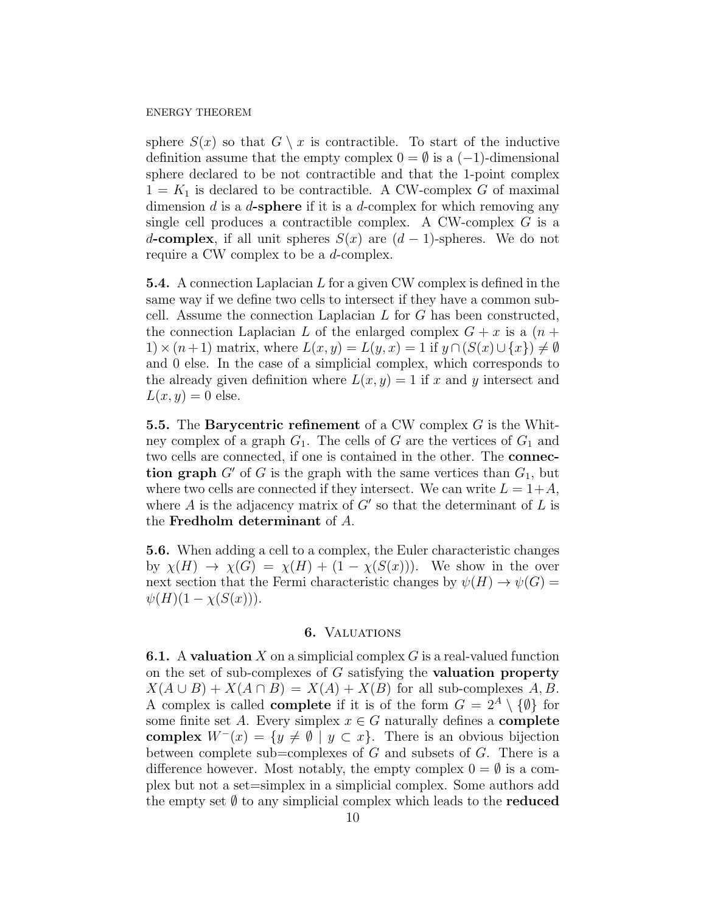sphere $S(x)$ so that $G \setminus x$ is contractible. To start of the inductive definition assume that the empty complex $0 = \emptyset$ is a $(-1)$-dimensional sphere declared to be not contractible and that the 1-point complex $1 = K_1$ is declared to be contractible. A CW-complex $G$ of maximal dimension $d$ is a **$d$-sphere** if it is a $d$-complex for which removing any single cell produces a contractible complex. A CW-complex $G$ is a **$d$-complex**, if all unit spheres $S(x)$ are $(d-1)$-spheres. We do not require a CW complex to be a $d$-complex.

**5.4.** A connection Laplacian $L$ for a given CW complex is defined in the same way if we define two cells to intersect if they have a common subcell. Assume the connection Laplacian $L$ for $G$ has been constructed, the connection Laplacian $L$ of the enlarged complex $G + x$ is a $(n+1) \times (n+1)$ matrix, where $L(x, y) = L(y, x) = 1$ if $y \cap (S(x) \cup \{x\}) \neq \emptyset$ and 0 else. In the case of a simplicial complex, which corresponds to the already given definition where $L(x, y) = 1$ if $x$ and $y$ intersect and $L(x, y) = 0$ else.

**5.5.** The **Barycentric refinement** of a CW complex $G$ is the Whitney complex of a graph $G_1$. The cells of $G$ are the vertices of $G_1$ and two cells are connected, if one is contained in the other. The **connection graph** $G'$ of $G$ is the graph with the same vertices than $G_1$, but where two cells are connected if they intersect. We can write $L = 1 + A$, where $A$ is the adjacency matrix of $G'$ so that the determinant of $L$ is the **Fredholm determinant** of $A$.

**5.6.** When adding a cell to a complex, the Euler characteristic changes by $\chi(H) \to \chi(G) = \chi(H) + (1 - \chi(S(x)))$. We show in the over next section that the Fermi characteristic changes by $\psi(H) \to \psi(G) = \psi(H)(1 - \chi(S(x)))$.

## 6. Valuations

**6.1.** A **valuation** $X$ on a simplicial complex $G$ is a real-valued function on the set of sub-complexes of $G$ satisfying the **valuation property** $X(A \cup B) + X(A \cap B) = X(A) + X(B)$ for all sub-complexes $A, B$. A complex is called **complete** if it is of the form $G = 2^A \setminus \{\emptyset\}$ for some finite set $A$. Every simplex $x \in G$ naturally defines a **complete complex** $W^-(x) = \{y \neq \emptyset \mid y \subset x\}$. There is an obvious bijection between complete sub=complexes of $G$ and subsets of $G$. There is a difference however. Most notably, the empty complex $0 = \emptyset$ is a complex but not a set=simplex in a simplicial complex. Some authors add the empty set $\emptyset$ to any simplicial complex which leads to the **reduced**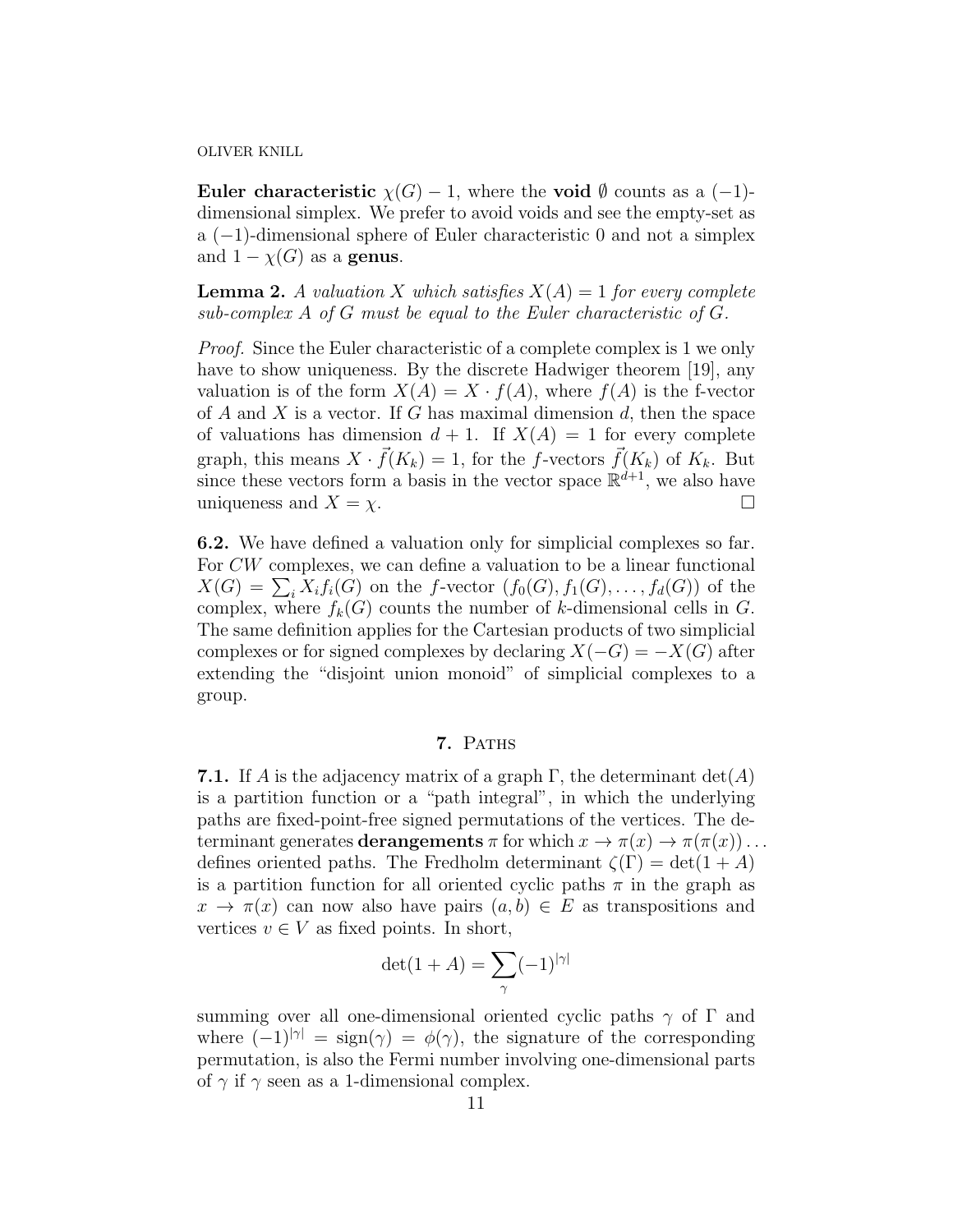**Euler characteristic** $\chi(G) - 1$, where the **void** $\emptyset$ counts as a $(-1)$-dimensional simplex. We prefer to avoid voids and see the empty-set as a $(-1)$-dimensional sphere of Euler characteristic 0 and not a simplex and $1 - \chi(G)$ as a **genus**.

**Lemma 2.** *A valuation $X$ which satisfies $X(A) = 1$ for every complete sub-complex $A$ of $G$ must be equal to the Euler characteristic of $G$.*

*Proof.* Since the Euler characteristic of a complete complex is 1 we only have to show uniqueness. By the discrete Hadwiger theorem [19], any valuation is of the form $X(A) = X \cdot f(A)$, where $f(A)$ is the f-vector of $A$ and $X$ is a vector. If $G$ has maximal dimension $d$, then the space of valuations has dimension $d+1$. If $X(A) = 1$ for every complete graph, this means $X \cdot \vec{f}(K_k) = 1$, for the $f$-vectors $\vec{f}(K_k)$ of $K_k$. But since these vectors form a basis in the vector space $\mathbb{R}^{d+1}$, we also have uniqueness and $X = \chi$. □

**6.2.** We have defined a valuation only for simplicial complexes so far. For $CW$ complexes, we can define a valuation to be a linear functional $X(G) = \sum_i X_i f_i(G)$ on the $f$-vector $(f_0(G), f_1(G), \dots, f_d(G))$ of the complex, where $f_k(G)$ counts the number of $k$-dimensional cells in $G$. The same definition applies for the Cartesian products of two simplicial complexes or for signed complexes by declaring $X(-G) = -X(G)$ after extending the "disjoint union monoid" of simplicial complexes to a group.

## 7. Paths

**7.1.** If $A$ is the adjacency matrix of a graph $\Gamma$, the determinant $\det(A)$ is a partition function or a "path integral", in which the underlying paths are fixed-point-free signed permutations of the vertices. The determinant generates **derangements** $\pi$ for which $x \to \pi(x) \to \pi(\pi(x)) \dots$ defines oriented paths. The Fredholm determinant $\zeta(\Gamma) = \det(1 + A)$ is a partition function for all oriented cyclic paths $\pi$ in the graph as $x \to \pi(x)$ can now also have pairs $(a, b) \in E$ as transpositions and vertices $v \in V$ as fixed points. In short,

$$\det(1 + A) = \sum_\gamma (-1)^{|\gamma|}$$

summing over all one-dimensional oriented cyclic paths $\gamma$ of $\Gamma$ and where $(-1)^{|\gamma|} = \text{sign}(\gamma) = \phi(\gamma)$, the signature of the corresponding permutation, is also the Fermi number involving one-dimensional parts of $\gamma$ if $\gamma$ seen as a 1-dimensional complex.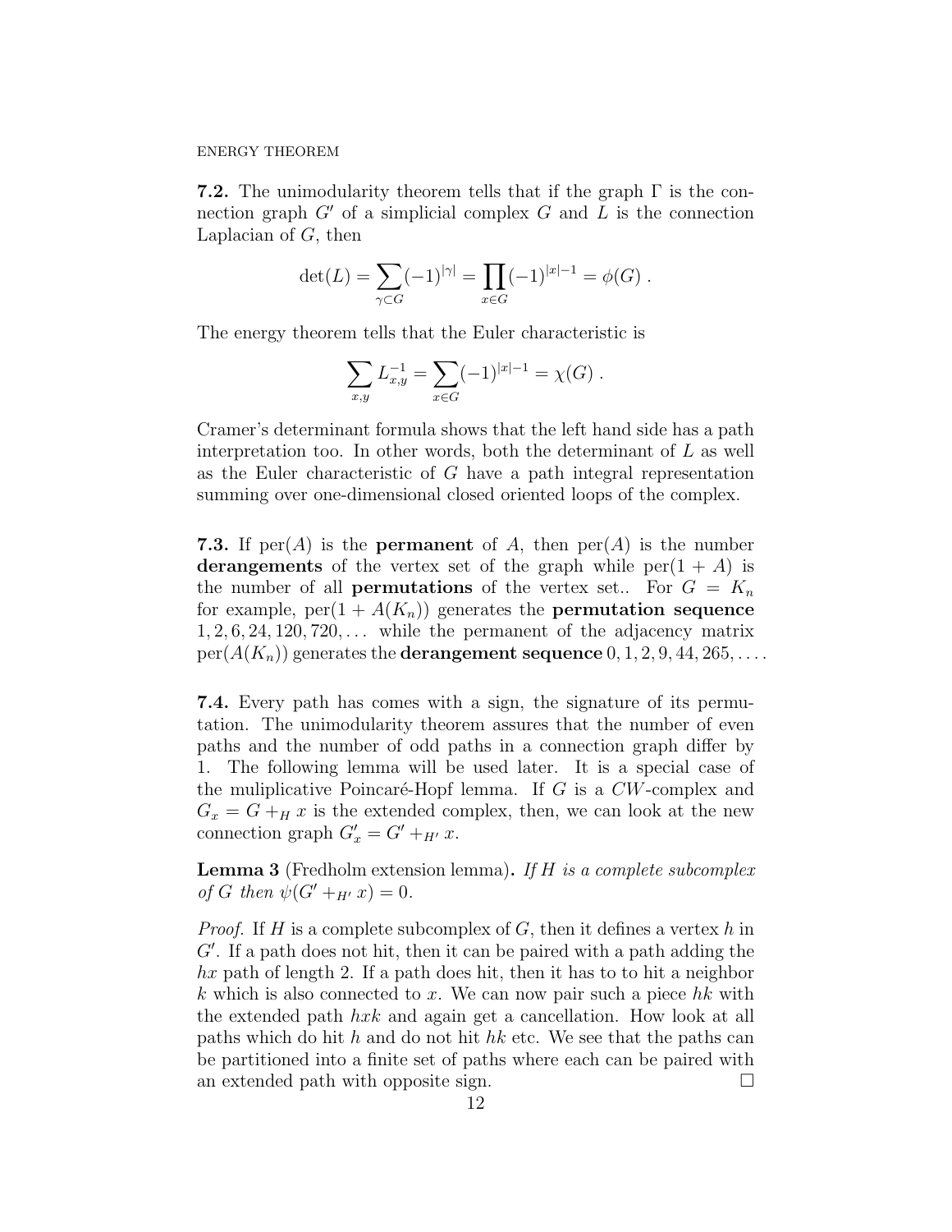**7.2.** The unimodularity theorem tells that if the graph $\Gamma$ is the connection graph $G'$ of a simplicial complex $G$ and $L$ is the connection Laplacian of $G$, then

$$\det(L) = \sum_{\gamma \subset G} (-1)^{|\gamma|} = \prod_{x \in G} (-1)^{|x|-1} = \phi(G) .$$

The energy theorem tells that the Euler characteristic is

$$\sum_{x,y} L^{-1}_{x,y} = \sum_{x \in G} (-1)^{|x|-1} = \chi(G) .$$

Cramer's determinant formula shows that the left hand side has a path interpretation too. In other words, both the determinant of $L$ as well as the Euler characteristic of $G$ have a path integral representation summing over one-dimensional closed oriented loops of the complex.

**7.3.** If $\text{per}(A)$ is the **permanent** of $A$, then $\text{per}(A)$ is the number **derangements** of the vertex set of the graph while $\text{per}(1 + A)$ is the number of all **permutations** of the vertex set.. For $G = K_n$ for example, $\text{per}(1 + A(K_n))$ generates the **permutation sequence** $1, 2, 6, 24, 120, 720, \dots$ while the permanent of the adjacency matrix $\text{per}(A(K_n))$ generates the **derangement sequence** $0, 1, 2, 9, 44, 265, \dots$.

**7.4.** Every path has comes with a sign, the signature of its permutation. The unimodularity theorem assures that the number of even paths and the number of odd paths in a connection graph differ by 1. The following lemma will be used later. It is a special case of the muliplicative Poincaré-Hopf lemma. If $G$ is a $CW$-complex and $G_x = G +_H x$ is the extended complex, then, we can look at the new connection graph $G'_x = G' +_{H'} x$.

**Lemma 3** (Fredholm extension lemma)**.** *If $H$ is a complete subcomplex of $G$ then $\psi(G' +_{H'} x) = 0$.*

*Proof.* If $H$ is a complete subcomplex of $G$, then it defines a vertex $h$ in $G'$. If a path does not hit, then it can be paired with a path adding the $hx$ path of length 2. If a path does hit, then it has to to hit a neighbor $k$ which is also connected to $x$. We can now pair such a piece $hk$ with the extended path $hxk$ and again get a cancellation. How look at all paths which do hit $h$ and do not hit $hk$ etc. We see that the paths can be partitioned into a finite set of paths where each can be paired with an extended path with opposite sign. □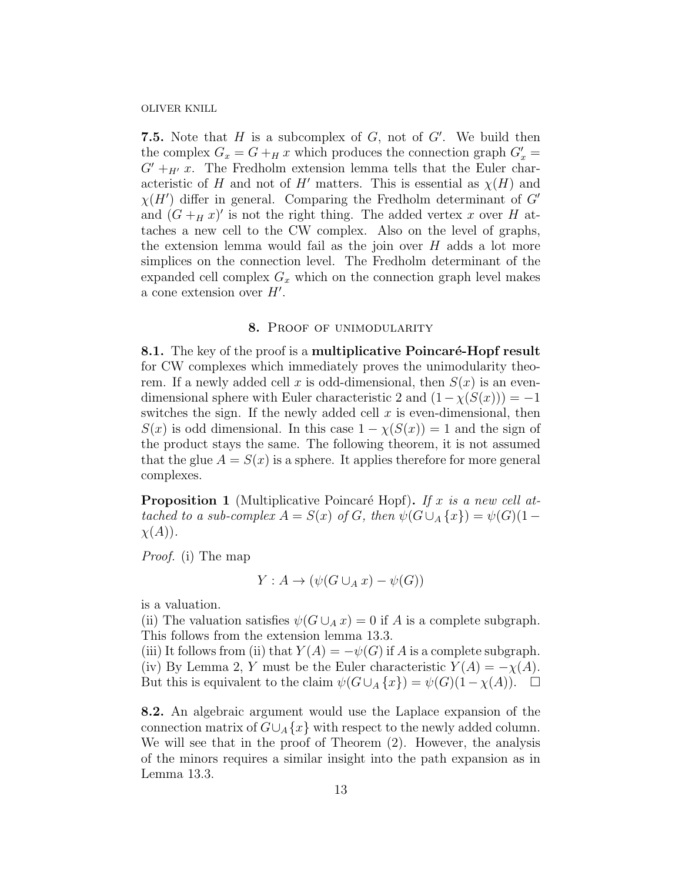**7.5.** Note that $H$ is a subcomplex of $G$, not of $G'$. We build then the complex $G_x = G +_H x$ which produces the connection graph $G'_x = G' +_{H'} x$. The Fredholm extension lemma tells that the Euler characteristic of $H$ and not of $H'$ matters. This is essential as $\chi(H)$ and $\chi(H')$ differ in general. Comparing the Fredholm determinant of $G'$ and $(G +_H x)'$ is not the right thing. The added vertex $x$ over $H$ attaches a new cell to the CW complex. Also on the level of graphs, the extension lemma would fail as the join over $H$ adds a lot more simplices on the connection level. The Fredholm determinant of the expanded cell complex $G_x$ which on the connection graph level makes a cone extension over $H'$.

## 8. Proof of unimodularity

**8.1.** The key of the proof is a **multiplicative Poincaré-Hopf result** for CW complexes which immediately proves the unimodularity theorem. If a newly added cell $x$ is odd-dimensional, then $S(x)$ is an even-dimensional sphere with Euler characteristic 2 and $(1-\chi(S(x))) = -1$ switches the sign. If the newly added cell $x$ is even-dimensional, then $S(x)$ is odd dimensional. In this case $1 - \chi(S(x)) = 1$ and the sign of the product stays the same. The following theorem, it is not assumed that the glue $A = S(x)$ is a sphere. It applies therefore for more general complexes.

**Proposition 1** (Multiplicative Poincaré Hopf)**.** *If $x$ is a new cell attached to a sub-complex $A = S(x)$ of $G$, then $\psi(G \cup_A \{x\}) = \psi(G)(1 - \chi(A))$.*

*Proof.* (i) The map

$$Y : A \to (\psi(G \cup_A x) - \psi(G))$$

is a valuation.
(ii) The valuation satisfies $\psi(G \cup_A x) = 0$ if $A$ is a complete subgraph. This follows from the extension lemma 13.3.
(iii) It follows from (ii) that $Y(A) = -\psi(G)$ if $A$ is a complete subgraph.
(iv) By Lemma 2, $Y$ must be the Euler characteristic $Y(A) = -\chi(A)$. But this is equivalent to the claim $\psi(G \cup_A \{x\}) = \psi(G)(1 - \chi(A))$. $\square$

**8.2.** An algebraic argument would use the Laplace expansion of the connection matrix of $G \cup_A \{x\}$ with respect to the newly added column. We will see that in the proof of Theorem (2). However, the analysis of the minors requires a similar insight into the path expansion as in Lemma 13.3.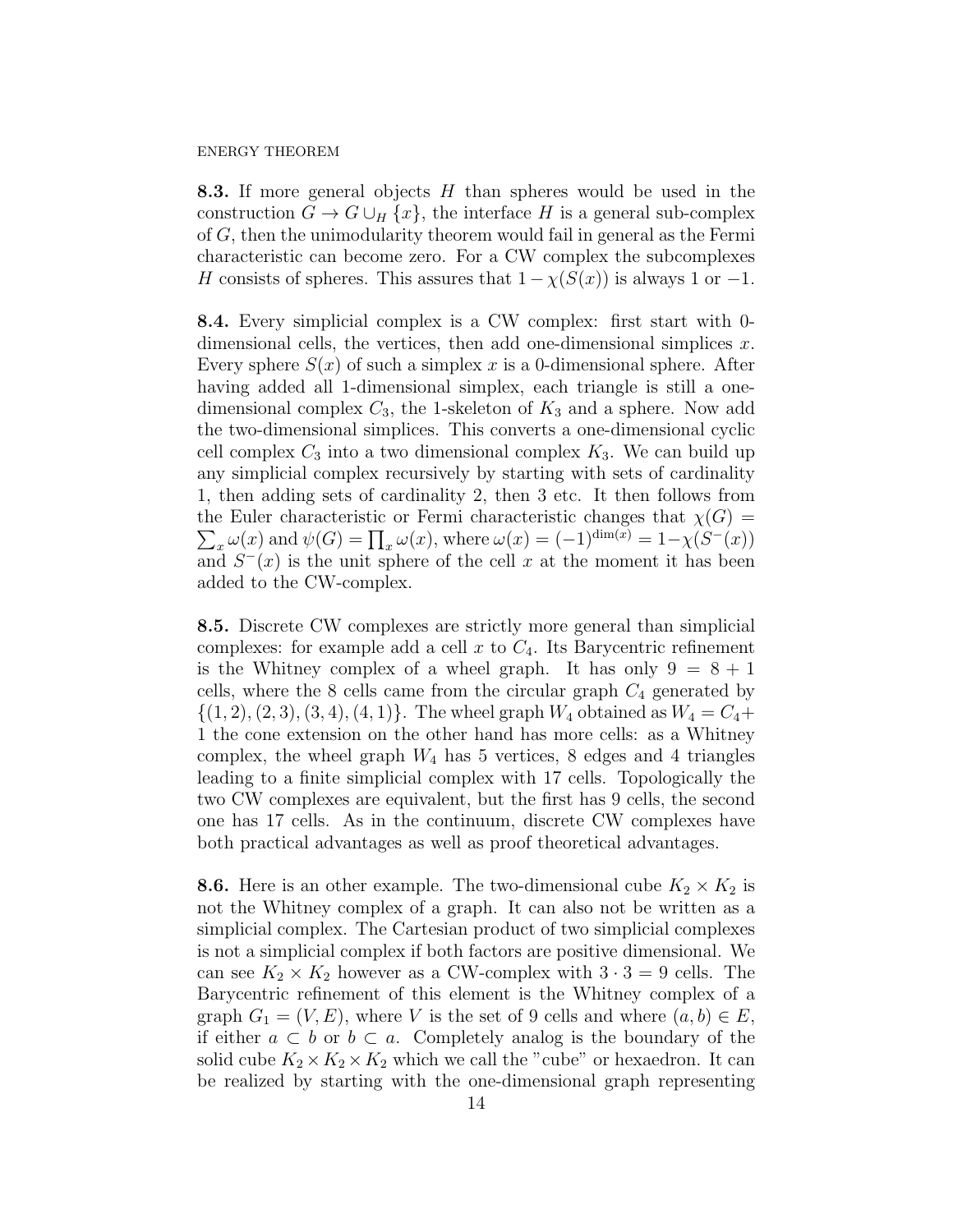**8.3.** If more general objects $H$ than spheres would be used in the construction $G \to G \cup_H \{x\}$, the interface $H$ is a general sub-complex of $G$, then the unimodularity theorem would fail in general as the Fermi characteristic can become zero. For a CW complex the subcomplexes $H$ consists of spheres. This assures that $1 - \chi(S(x))$ is always 1 or $-1$.

**8.4.** Every simplicial complex is a CW complex: first start with 0-dimensional cells, the vertices, then add one-dimensional simplices $x$. Every sphere $S(x)$ of such a simplex $x$ is a 0-dimensional sphere. After having added all 1-dimensional simplex, each triangle is still a one-dimensional complex $C_3$, the 1-skeleton of $K_3$ and a sphere. Now add the two-dimensional simplices. This converts a one-dimensional cyclic cell complex $C_3$ into a two dimensional complex $K_3$. We can build up any simplicial complex recursively by starting with sets of cardinality 1, then adding sets of cardinality 2, then 3 etc. It then follows from the Euler characteristic or Fermi characteristic changes that $\chi(G) = \sum_x \omega(x)$ and $\psi(G) = \prod_x \omega(x)$, where $\omega(x) = (-1)^{\dim(x)} = 1 - \chi(S^-(x))$ and $S^-(x)$ is the unit sphere of the cell $x$ at the moment it has been added to the CW-complex.

**8.5.** Discrete CW complexes are strictly more general than simplicial complexes: for example add a cell $x$ to $C_4$. Its Barycentric refinement is the Whitney complex of a wheel graph. It has only $9 = 8 + 1$ cells, where the 8 cells came from the circular graph $C_4$ generated by $\{(1, 2), (2, 3), (3, 4), (4, 1)\}$. The wheel graph $W_4$ obtained as $W_4 = C_4 + 1$ the cone extension on the other hand has more cells: as a Whitney complex, the wheel graph $W_4$ has 5 vertices, 8 edges and 4 triangles leading to a finite simplicial complex with 17 cells. Topologically the two CW complexes are equivalent, but the first has 9 cells, the second one has 17 cells. As in the continuum, discrete CW complexes have both practical advantages as well as proof theoretical advantages.

**8.6.** Here is an other example. The two-dimensional cube $K_2 \times K_2$ is not the Whitney complex of a graph. It can also not be written as a simplicial complex. The Cartesian product of two simplicial complexes is not a simplicial complex if both factors are positive dimensional. We can see $K_2 \times K_2$ however as a CW-complex with $3 \cdot 3 = 9$ cells. The Barycentric refinement of this element is the Whitney complex of a graph $G_1 = (V, E)$, where $V$ is the set of 9 cells and where $(a, b) \in E$, if either $a \subset b$ or $b \subset a$. Completely analog is the boundary of the solid cube $K_2 \times K_2 \times K_2$ which we call the "cube" or hexaedron. It can be realized by starting with the one-dimensional graph representing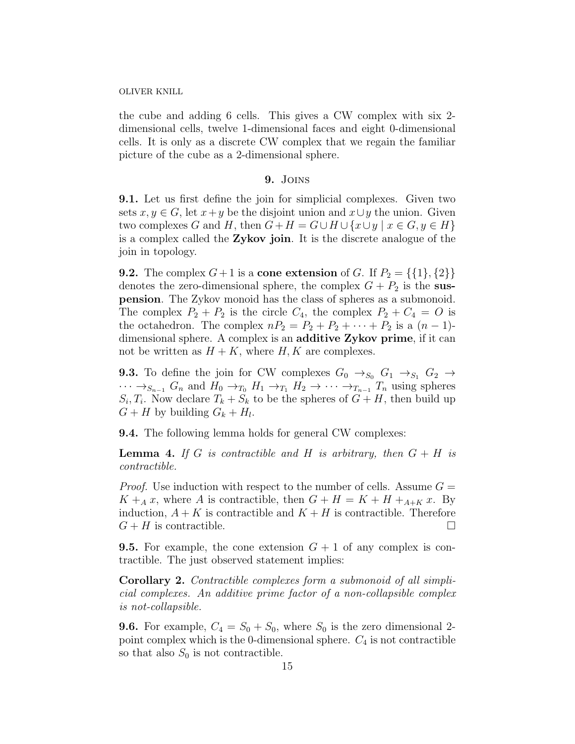the cube and adding 6 cells. This gives a CW complex with six 2-dimensional cells, twelve 1-dimensional faces and eight 0-dimensional cells. It is only as a discrete CW complex that we regain the familiar picture of the cube as a 2-dimensional sphere.

## 9. Joins

**9.1.** Let us first define the join for simplicial complexes. Given two sets $x, y \in G$, let $x+y$ be the disjoint union and $x \cup y$ the union. Given two complexes $G$ and $H$, then $G+H = G \cup H \cup \{x \cup y \mid x \in G, y \in H\}$ is a complex called the **Zykov join**. It is the discrete analogue of the join in topology.

**9.2.** The complex $G+1$ is a **cone extension** of $G$. If $P_2 = \{\{1\},\{2\}\}$ denotes the zero-dimensional sphere, the complex $G+P_2$ is the **suspension**. The Zykov monoid has the class of spheres as a submonoid. The complex $P_2 + P_2$ is the circle $C_4$, the complex $P_2 + C_4 = O$ is the octahedron. The complex $nP_2 = P_2 + P_2 + \cdots + P_2$ is a $(n-1)$-dimensional sphere. A complex is an **additive Zykov prime**, if it can not be written as $H+K$, where $H, K$ are complexes.

**9.3.** To define the join for CW complexes $G_0 \to_{S_0} G_1 \to_{S_1} G_2 \to \cdots \to_{S_{n-1}} G_n$ and $H_0 \to_{T_0} H_1 \to_{T_1} H_2 \to \cdots \to_{T_{n-1}} T_n$ using spheres $S_i, T_i$. Now declare $T_k + S_k$ to be the spheres of $G+H$, then build up $G+H$ by building $G_k + H_l$.

**9.4.** The following lemma holds for general CW complexes:

**Lemma 4.** *If $G$ is contractible and $H$ is arbitrary, then $G+H$ is contractible.*

*Proof.* Use induction with respect to the number of cells. Assume $G = K +_A x$, where $A$ is contractible, then $G + H = K + H +_{A+K} x$. By induction, $A+K$ is contractible and $K+H$ is contractible. Therefore $G+H$ is contractible. □

**9.5.** For example, the cone extension $G+1$ of any complex is contractible. The just observed statement implies:

**Corollary 2.** *Contractible complexes form a submonoid of all simplicial complexes. An additive prime factor of a non-collapsible complex is not-collapsible.*

**9.6.** For example, $C_4 = S_0 + S_0$, where $S_0$ is the zero dimensional 2-point complex which is the 0-dimensional sphere. $C_4$ is not contractible so that also $S_0$ is not contractible.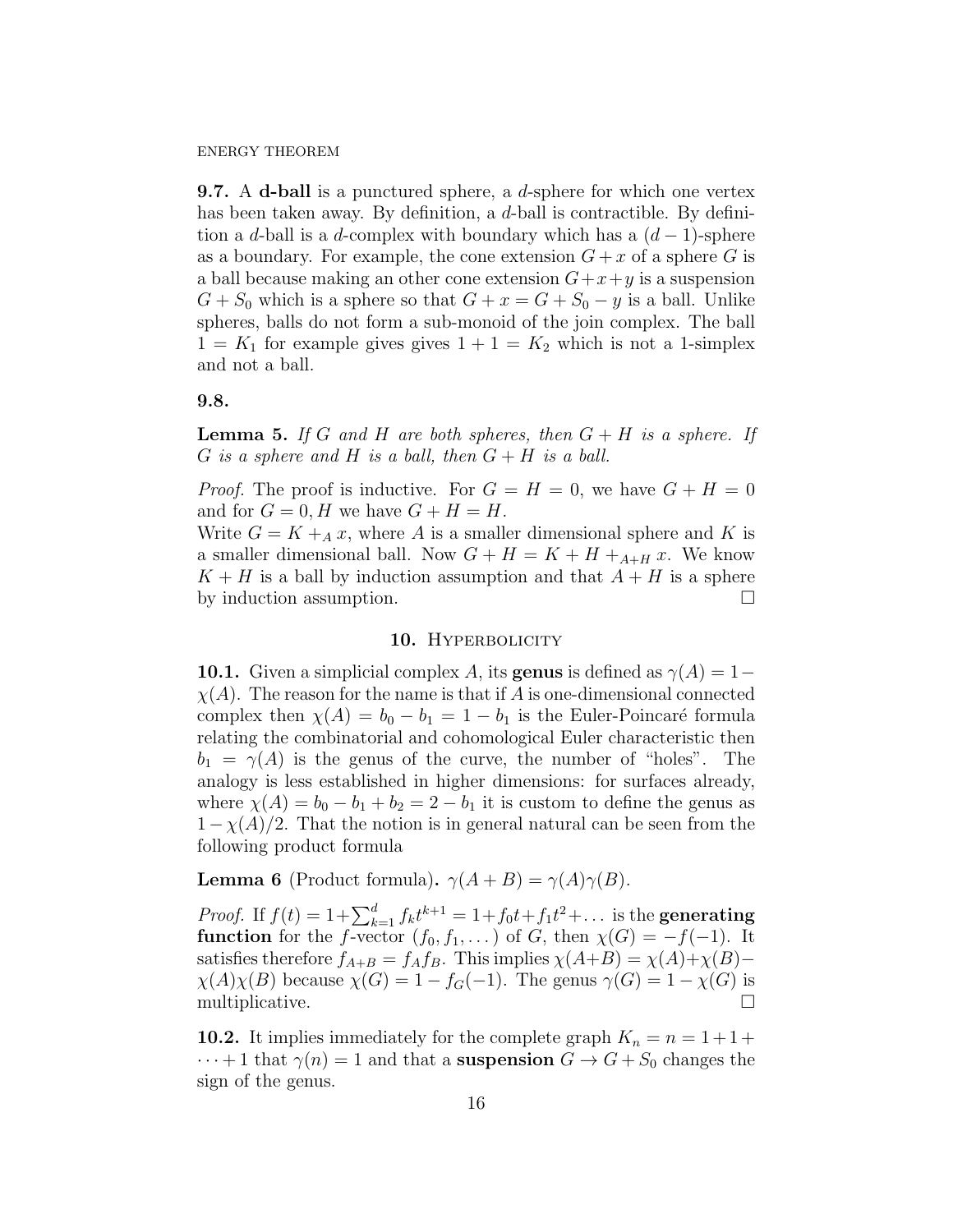**9.7.** A **d-ball** is a punctured sphere, a $d$-sphere for which one vertex has been taken away. By definition, a $d$-ball is contractible. By definition a $d$-ball is a $d$-complex with boundary which has a $(d-1)$-sphere as a boundary. For example, the cone extension $G+x$ of a sphere $G$ is a ball because making an other cone extension $G+x+y$ is a suspension $G+S_0$ which is a sphere so that $G+x = G+S_0-y$ is a ball. Unlike spheres, balls do not form a sub-monoid of the join complex. The ball $1 = K_1$ for example gives gives $1+1 = K_2$ which is not a 1-simplex and not a ball.

**9.8.**

**Lemma 5.** *If $G$ and $H$ are both spheres, then $G+H$ is a sphere. If $G$ is a sphere and $H$ is a ball, then $G+H$ is a ball.*

*Proof.* The proof is inductive. For $G = H = 0$, we have $G+H = 0$ and for $G = 0, H$ we have $G+H = H$.
Write $G = K +_A x$, where $A$ is a smaller dimensional sphere and $K$ is a smaller dimensional ball. Now $G+H = K+H +_{A+H} x$. We know $K+H$ is a ball by induction assumption and that $A+H$ is a sphere by induction assumption. □

## 10. Hyperbolicity

**10.1.** Given a simplicial complex $A$, its **genus** is defined as $\gamma(A) = 1 - \chi(A)$. The reason for the name is that if $A$ is one-dimensional connected complex then $\chi(A) = b_0 - b_1 = 1 - b_1$ is the Euler-Poincaré formula relating the combinatorial and cohomological Euler characteristic then $b_1 = \gamma(A)$ is the genus of the curve, the number of "holes". The analogy is less established in higher dimensions: for surfaces already, where $\chi(A) = b_0 - b_1 + b_2 = 2 - b_1$ it is custom to define the genus as $1 - \chi(A)/2$. That the notion is in general natural can be seen from the following product formula

**Lemma 6** (Product formula)**.** *$\gamma(A+B) = \gamma(A)\gamma(B)$.*

*Proof.* If $f(t) = 1 + \sum_{k=1}^{d} f_k t^{k+1} = 1 + f_0 t + f_1 t^2 + \dots$ is the **generating function** for the $f$-vector $(f_0, f_1, \dots)$ of $G$, then $\chi(G) = -f(-1)$. It satisfies therefore $f_{A+B} = f_A f_B$. This implies $\chi(A+B) = \chi(A) + \chi(B) - \chi(A)\chi(B)$ because $\chi(G) = 1 - f_G(-1)$. The genus $\gamma(G) = 1 - \chi(G)$ is multiplicative. □

**10.2.** It implies immediately for the complete graph $K_n = n = 1+1+\dots+1$ that $\gamma(n) = 1$ and that a **suspension** $G \to G+S_0$ changes the sign of the genus.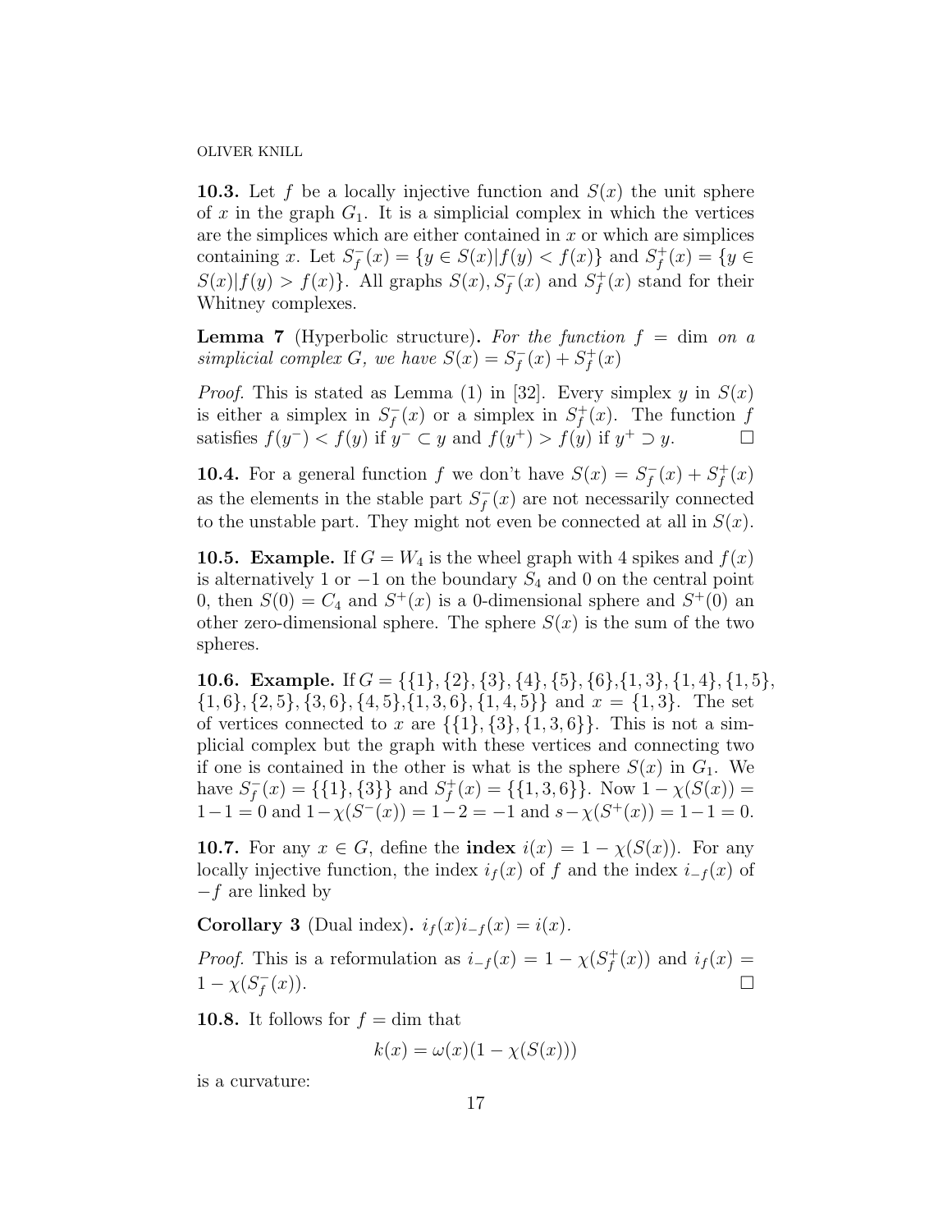**10.3.** Let $f$ be a locally injective function and $S(x)$ the unit sphere of $x$ in the graph $G_1$. It is a simplicial complex in which the vertices are the simplices which are either contained in $x$ or which are simplices containing $x$. Let $S_f^-(x) = \{y \in S(x) | f(y) < f(x)\}$ and $S_f^+(x) = \{y \in S(x) | f(y) > f(x)\}$. All graphs $S(x), S_f^-(x)$ and $S_f^+(x)$ stand for their Whitney complexes.

**Lemma 7** (Hyperbolic structure)**.** *For the function $f = \dim$ on a simplicial complex $G$, we have $S(x) = S_f^-(x) + S_f^+(x)$*

*Proof.* This is stated as Lemma (1) in [32]. Every simplex $y$ in $S(x)$ is either a simplex in $S_f^-(x)$ or a simplex in $S_f^+(x)$. The function $f$ satisfies $f(y^-) < f(y)$ if $y^- \subset y$ and $f(y^+) > f(y)$ if $y^+ \supset y$. $\square$

**10.4.** For a general function $f$ we don't have $S(x) = S_f^-(x) + S_f^+(x)$ as the elements in the stable part $S_f^-(x)$ are not necessarily connected to the unstable part. They might not even be connected at all in $S(x)$.

**10.5. Example.** If $G = W_4$ is the wheel graph with 4 spikes and $f(x)$ is alternatively 1 or $-1$ on the boundary $S_4$ and 0 on the central point 0, then $S(0) = C_4$ and $S^+(x)$ is a 0-dimensional sphere and $S^+(0)$ an other zero-dimensional sphere. The sphere $S(x)$ is the sum of the two spheres.

**10.6. Example.** If $G = \{\{1\},\{2\},\{3\},\{4\},\{5\},\{6\},\{1,3\},\{1,4\},\{1,5\},$ $\{1,6\},\{2,5\},\{3,6\},\{4,5\},\{1,3,6\},\{1,4,5\}\}$ and $x = \{1,3\}$. The set of vertices connected to $x$ are $\{\{1\},\{3\},\{1,3,6\}\}$. This is not a simplicial complex but the graph with these vertices and connecting two if one is contained in the other is what is the sphere $S(x)$ in $G_1$. We have $S_f^-(x) = \{\{1\},\{3\}\}$ and $S_f^+(x) = \{\{1,3,6\}\}$. Now $1 - \chi(S(x)) = 1 - 1 = 0$ and $1 - \chi(S^-(x)) = 1 - 2 = -1$ and $s - \chi(S^+(x)) = 1 - 1 = 0$.

**10.7.** For any $x \in G$, define the **index** $i(x) = 1 - \chi(S(x))$. For any locally injective function, the index $i_f(x)$ of $f$ and the index $i_{-f}(x)$ of $-f$ are linked by

**Corollary 3** (Dual index)**.** $i_f(x) i_{-f}(x) = i(x)$.

*Proof.* This is a reformulation as $i_{-f}(x) = 1 - \chi(S_f^+(x))$ and $i_f(x) = 1 - \chi(S_f^-(x))$. $\square$

**10.8.** It follows for $f = \dim$ that

$$k(x) = \omega(x)(1 - \chi(S(x)))$$

is a curvature: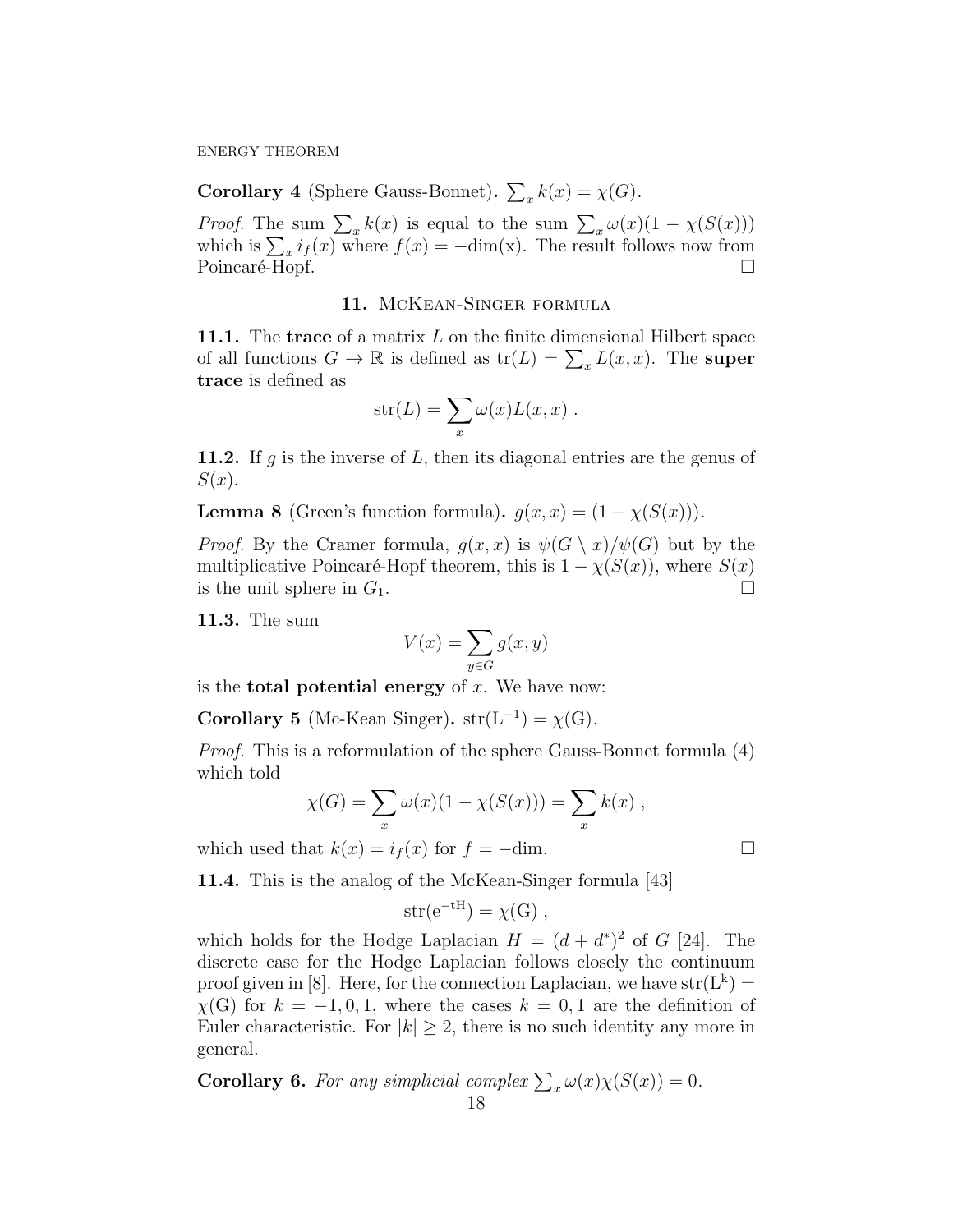**Corollary 4** (Sphere Gauss-Bonnet)**.** $\sum_x k(x) = \chi(G)$.

*Proof.* The sum $\sum_x k(x)$ is equal to the sum $\sum_x \omega(x)(1 - \chi(S(x)))$ which is $\sum_x i_f(x)$ where $f(x) = -\text{dim(x)}$. The result follows now from Poincaré-Hopf. □

## 11. McKean-Singer formula

**11.1.** The **trace** of a matrix $L$ on the finite dimensional Hilbert space of all functions $G \to \mathbb{R}$ is defined as $\text{tr}(L) = \sum_x L(x,x)$. The **super trace** is defined as

$$\text{str}(L) = \sum_x \omega(x) L(x,x) \; .$$

**11.2.** If $g$ is the inverse of $L$, then its diagonal entries are the genus of $S(x)$.

**Lemma 8** (Green's function formula)**.** $g(x,x) = (1 - \chi(S(x)))$.

*Proof.* By the Cramer formula, $g(x,x)$ is $\psi(G \setminus x)/\psi(G)$ but by the multiplicative Poincaré-Hopf theorem, this is $1 - \chi(S(x))$, where $S(x)$ is the unit sphere in $G_1$. □

**11.3.** The sum

$$V(x) = \sum_{y \in G} g(x,y)$$

is the **total potential energy** of $x$. We have now:

**Corollary 5** (Mc-Kean Singer)**.** $\text{str}(\text{L}^{-1}) = \chi(\text{G})$.

*Proof.* This is a reformulation of the sphere Gauss-Bonnet formula (4) which told

$$\chi(G) = \sum_x \omega(x)(1 - \chi(S(x))) = \sum_x k(x) \; ,$$

which used that $k(x) = i_f(x)$ for $f = -\text{dim}$. □

**11.4.** This is the analog of the McKean-Singer formula [43]

$$\text{str}(\text{e}^{-\text{tH}}) = \chi(\text{G}) \; ,$$

which holds for the Hodge Laplacian $H = (d + d^*)^2$ of $G$ [24]. The discrete case for the Hodge Laplacian follows closely the continuum proof given in [8]. Here, for the connection Laplacian, we have $\text{str}(\text{L}^\text{k}) = \chi(\text{G})$ for $k = -1, 0, 1$, where the cases $k = 0, 1$ are the definition of Euler characteristic. For $|k| \geq 2$, there is no such identity any more in general.

**Corollary 6.** *For any simplicial complex* $\sum_x \omega(x)\chi(S(x)) = 0$.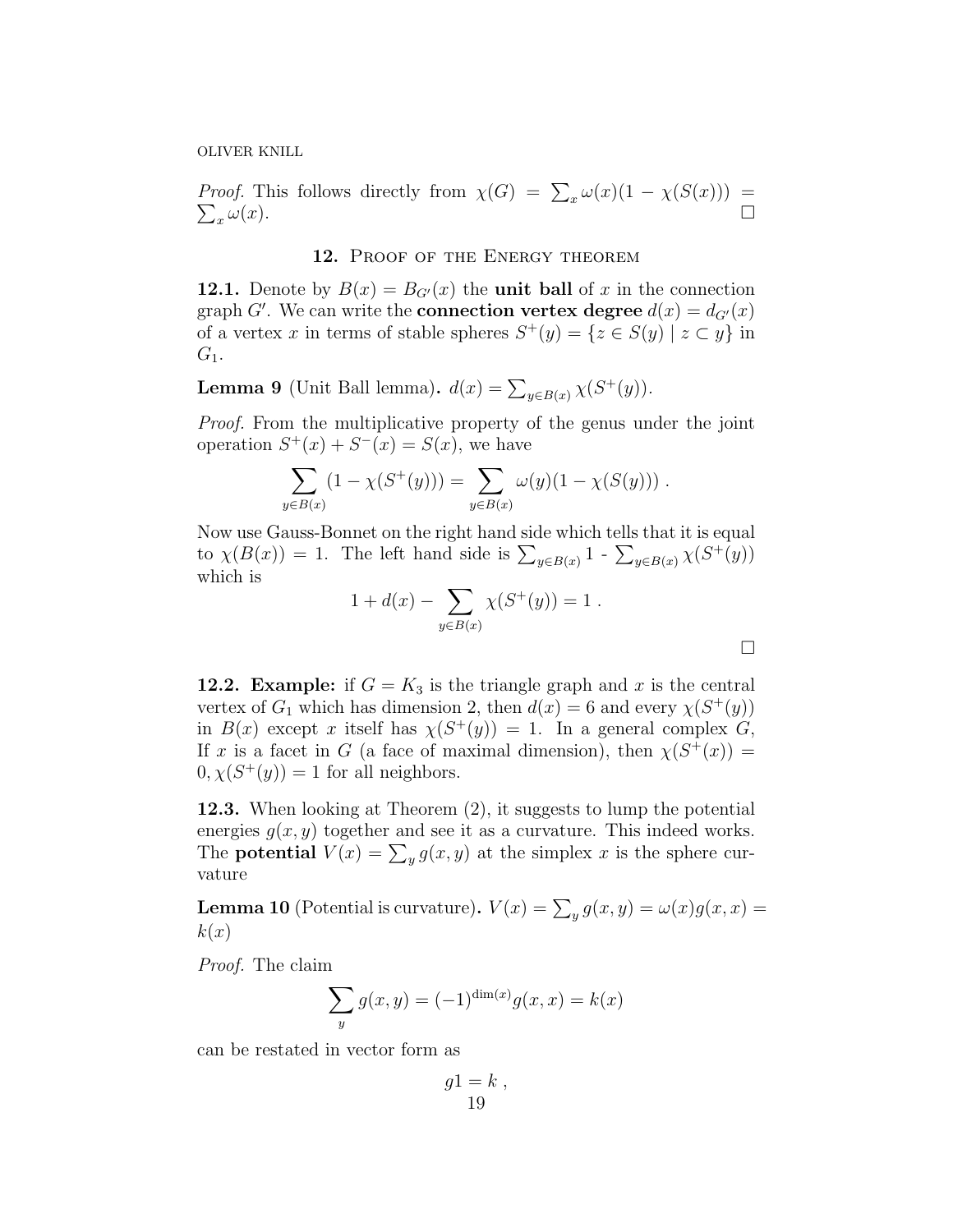*Proof.* This follows directly from $\chi(G) = \sum_x \omega(x)(1 - \chi(S(x))) = \sum_x \omega(x)$. □

## 12. Proof of the Energy theorem

**12.1.** Denote by $B(x) = B_{G'}(x)$ the **unit ball** of $x$ in the connection graph $G'$. We can write the **connection vertex degree** $d(x) = d_{G'}(x)$ of a vertex $x$ in terms of stable spheres $S^+(y) = \{z \in S(y) \mid z \subset y\}$ in $G_1$.

**Lemma 9** (Unit Ball lemma). $d(x) = \sum_{y \in B(x)} \chi(S^+(y))$.

*Proof.* From the multiplicative property of the genus under the joint operation $S^+(x) + S^-(x) = S(x)$, we have

$$\sum_{y \in B(x)} (1 - \chi(S^+(y))) = \sum_{y \in B(x)} \omega(y)(1 - \chi(S(y))) .$$

Now use Gauss-Bonnet on the right hand side which tells that it is equal to $\chi(B(x)) = 1$. The left hand side is $\sum_{y \in B(x)} 1$ - $\sum_{y \in B(x)} \chi(S^+(y))$ which is

$$1 + d(x) - \sum_{y \in B(x)} \chi(S^+(y)) = 1 .$$

□

**12.2. Example:** if $G = K_3$ is the triangle graph and $x$ is the central vertex of $G_1$ which has dimension 2, then $d(x) = 6$ and every $\chi(S^+(y))$ in $B(x)$ except $x$ itself has $\chi(S^+(y)) = 1$. In a general complex $G$, If $x$ is a facet in $G$ (a face of maximal dimension), then $\chi(S^+(x)) = 0, \chi(S^+(y)) = 1$ for all neighbors.

**12.3.** When looking at Theorem (2), it suggests to lump the potential energies $g(x, y)$ together and see it as a curvature. This indeed works. The **potential** $V(x) = \sum_y g(x, y)$ at the simplex $x$ is the sphere curvature

**Lemma 10** (Potential is curvature). $V(x) = \sum_y g(x, y) = \omega(x)g(x, x) = k(x)$

*Proof.* The claim

$$\sum_y g(x, y) = (-1)^{\dim(x)} g(x, x) = k(x)$$

can be restated in vector form as

$$g1 = k ,$$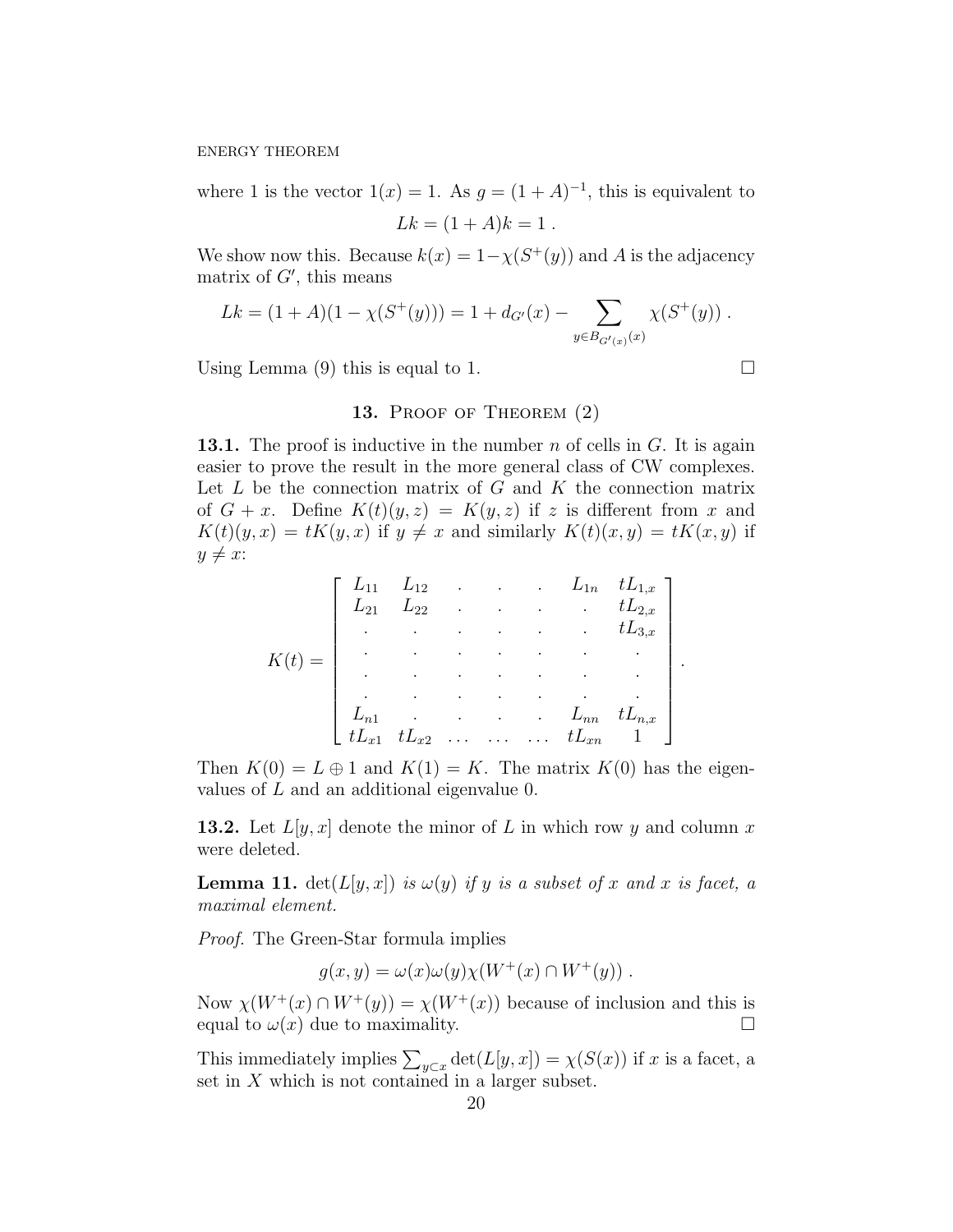where 1 is the vector $1(x) = 1$. As $g = (1 + A)^{-1}$, this is equivalent to

$$Lk = (1 + A)k = 1 \ .$$

We show now this. Because $k(x) = 1 - \chi(S^+(y))$ and $A$ is the adjacency matrix of $G'$, this means

$$Lk = (1 + A)(1 - \chi(S^+(y))) = 1 + d_{G'}(x) - \sum_{y \in B_{G'(x)}(x)} \chi(S^+(y)) \ .$$

Using Lemma (9) this is equal to 1. □

## 13. Proof of Theorem (2)

**13.1.** The proof is inductive in the number $n$ of cells in $G$. It is again easier to prove the result in the more general class of CW complexes. Let $L$ be the connection matrix of $G$ and $K$ the connection matrix of $G + x$. Define $K(t)(y, z) = K(y, z)$ if $z$ is different from $x$ and $K(t)(y, x) = tK(y, x)$ if $y \neq x$ and similarly $K(t)(x, y) = tK(x, y)$ if $y \neq x$:

$$K(t) = \begin{bmatrix} L_{11} & L_{12} & . & . & . & L_{1n} & tL_{1,x} \\ L_{21} & L_{22} & . & . & . & . & tL_{2,x} \\ . & . & . & . & . & . & tL_{3,x} \\ . & . & . & . & . & . & . \\ . & . & . & . & . & . & . \\ . & . & . & . & . & . & . \\ L_{n1} & . & . & . & . & L_{nn} & tL_{n,x} \\ tL_{x1} & tL_{x2} & \dots & \dots & \dots & tL_{xn} & 1 \end{bmatrix} .$$

Then $K(0) = L \oplus 1$ and $K(1) = K$. The matrix $K(0)$ has the eigenvalues of $L$ and an additional eigenvalue 0.

**13.2.** Let $L[y, x]$ denote the minor of $L$ in which row $y$ and column $x$ were deleted.

**Lemma 11.** *$\det(L[y, x])$ is $\omega(y)$ if $y$ is a subset of $x$ and $x$ is facet, a maximal element.*

*Proof.* The Green-Star formula implies

$$g(x, y) = \omega(x)\omega(y)\chi(W^+(x) \cap W^+(y)) \ .$$

Now $\chi(W^+(x) \cap W^+(y)) = \chi(W^+(x))$ because of inclusion and this is equal to $\omega(x)$ due to maximality. □

This immediately implies $\sum_{y \subset x} \det(L[y, x]) = \chi(S(x))$ if $x$ is a facet, a set in $X$ which is not contained in a larger subset.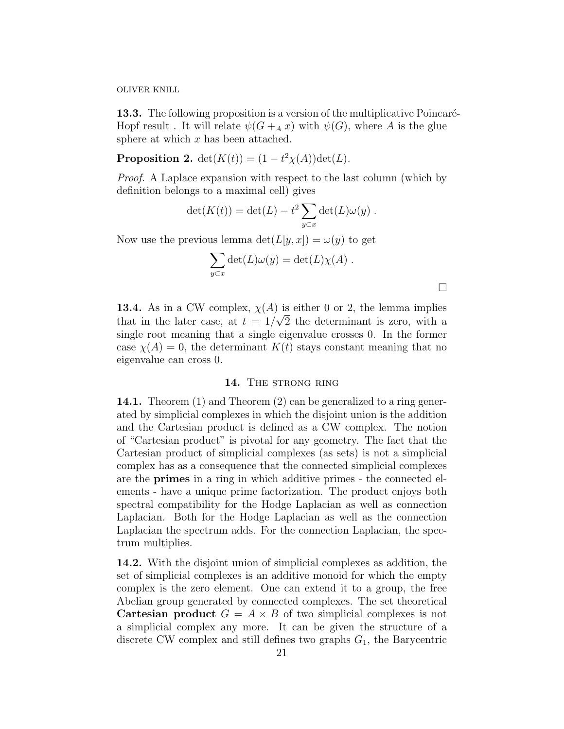**13.3.** The following proposition is a version of the multiplicative Poincaré-Hopf result . It will relate $\psi(G +_A x)$ with $\psi(G)$, where $A$ is the glue sphere at which $x$ has been attached.

**Proposition 2.** $\det(K(t)) = (1 - t^2\chi(A))\det(L)$.

*Proof.* A Laplace expansion with respect to the last column (which by definition belongs to a maximal cell) gives

$$\det(K(t)) = \det(L) - t^2 \sum_{y \subset x} \det(L)\omega(y) .$$

Now use the previous lemma $\det(L[y,x]) = \omega(y)$ to get

$$\sum_{y \subset x} \det(L)\omega(y) = \det(L)\chi(A) .$$

□

**13.4.** As in a CW complex, $\chi(A)$ is either 0 or 2, the lemma implies that in the later case, at $t = 1/\sqrt{2}$ the determinant is zero, with a single root meaning that a single eigenvalue crosses 0. In the former case $\chi(A) = 0$, the determinant $K(t)$ stays constant meaning that no eigenvalue can cross 0.

## 14. The strong ring

**14.1.** Theorem (1) and Theorem (2) can be generalized to a ring generated by simplicial complexes in which the disjoint union is the addition and the Cartesian product is defined as a CW complex. The notion of "Cartesian product" is pivotal for any geometry. The fact that the Cartesian product of simplicial complexes (as sets) is not a simplicial complex has as a consequence that the connected simplicial complexes are the **primes** in a ring in which additive primes - the connected elements - have a unique prime factorization. The product enjoys both spectral compatibility for the Hodge Laplacian as well as connection Laplacian. Both for the Hodge Laplacian as well as the connection Laplacian the spectrum adds. For the connection Laplacian, the spectrum multiplies.

**14.2.** With the disjoint union of simplicial complexes as addition, the set of simplicial complexes is an additive monoid for which the empty complex is the zero element. One can extend it to a group, the free Abelian group generated by connected complexes. The set theoretical **Cartesian product** $G = A \times B$ of two simplicial complexes is not a simplicial complex any more. It can be given the structure of a discrete CW complex and still defines two graphs $G_1$, the Barycentric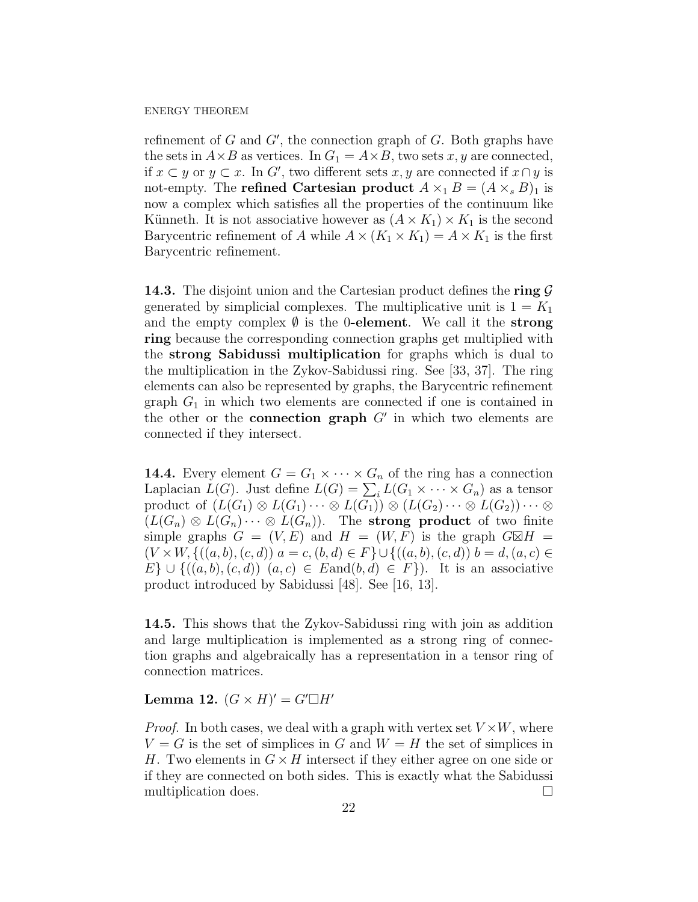refinement of $G$ and $G'$, the connection graph of $G$. Both graphs have the sets in $A \times B$ as vertices. In $G_1 = A \times B$, two sets $x, y$ are connected, if $x \subset y$ or $y \subset x$. In $G'$, two different sets $x, y$ are connected if $x \cap y$ is not-empty. The **refined Cartesian product** $A \times_1 B = (A \times_s B)_1$ is now a complex which satisfies all the properties of the continuum like Künneth. It is not associative however as $(A \times K_1) \times K_1$ is the second Barycentric refinement of $A$ while $A \times (K_1 \times K_1) = A \times K_1$ is the first Barycentric refinement.

**14.3.** The disjoint union and the Cartesian product defines the **ring** $\mathcal{G}$ generated by simplicial complexes. The multiplicative unit is $1 = K_1$ and the empty complex $\emptyset$ is the **0-element**. We call it the **strong ring** because the corresponding connection graphs get multiplied with the **strong Sabidussi multiplication** for graphs which is dual to the multiplication in the Zykov-Sabidussi ring. See [33, 37]. The ring elements can also be represented by graphs, the Barycentric refinement graph $G_1$ in which two elements are connected if one is contained in the other or the **connection graph** $G'$ in which two elements are connected if they intersect.

**14.4.** Every element $G = G_1 \times \cdots \times G_n$ of the ring has a connection Laplacian $L(G)$. Just define $L(G) = \sum_i L(G_1 \times \cdots \times G_n)$ as a tensor product of $(L(G_1) \otimes L(G_1) \cdots \otimes L(G_1)) \otimes (L(G_2) \cdots \otimes L(G_2)) \cdots \otimes (L(G_n) \otimes L(G_n) \cdots \otimes L(G_n))$. The **strong product** of two finite simple graphs $G = (V, E)$ and $H = (W, F)$ is the graph $G \boxtimes H = (V \times W, \{((a,b),(c,d)) \ a = c, (b,d) \in F\} \cup \{((a,b),(c,d)) \ b = d, (a,c) \in E\} \cup \{((a,b),(c,d)) \ (a,c) \in E \text{and} (b,d) \in F\})$. It is an associative product introduced by Sabidussi [48]. See [16, 13].

**14.5.** This shows that the Zykov-Sabidussi ring with join as addition and large multiplication is implemented as a strong ring of connection graphs and algebraically has a representation in a tensor ring of connection matrices.

**Lemma 12.** $(G \times H)' = G' \square H'$

*Proof.* In both cases, we deal with a graph with vertex set $V \times W$, where $V = G$ is the set of simplices in $G$ and $W = H$ the set of simplices in $H$. Two elements in $G \times H$ intersect if they either agree on one side or if they are connected on both sides. This is exactly what the Sabidussi multiplication does. $\square$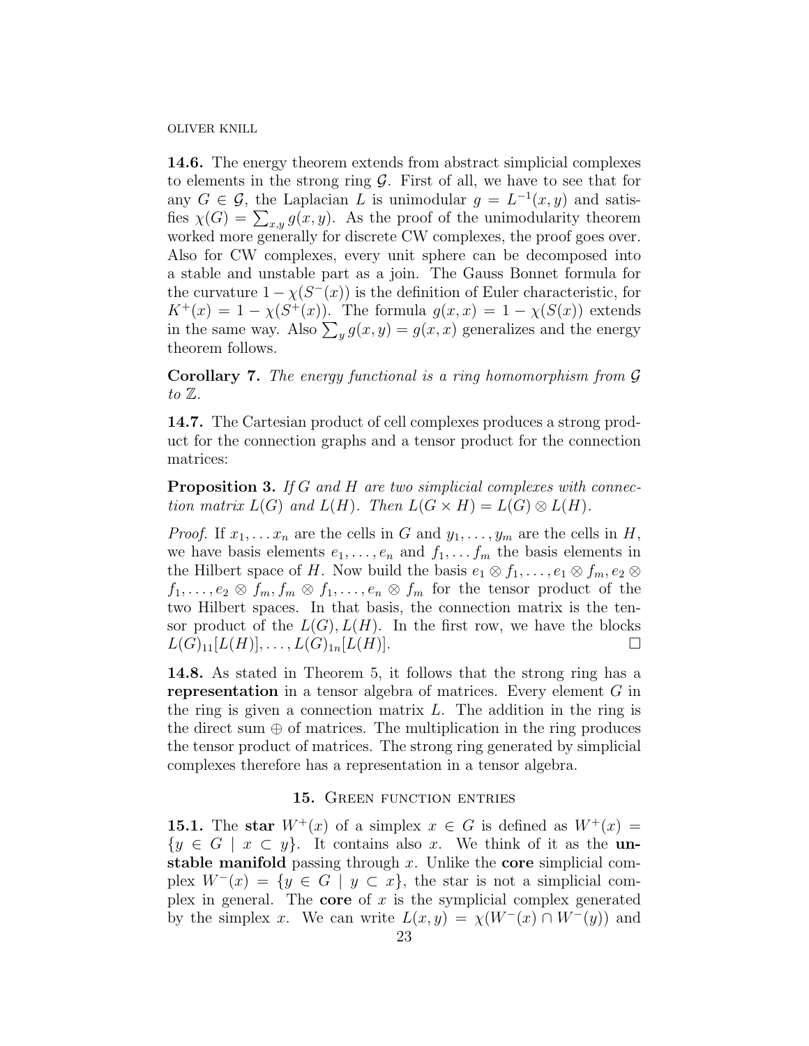**14.6.** The energy theorem extends from abstract simplicial complexes to elements in the strong ring $\mathcal{G}$. First of all, we have to see that for any $G \in \mathcal{G}$, the Laplacian $L$ is unimodular $g = L^{-1}(x, y)$ and satisfies $\chi(G) = \sum_{x,y} g(x, y)$. As the proof of the unimodularity theorem worked more generally for discrete CW complexes, the proof goes over. Also for CW complexes, every unit sphere can be decomposed into a stable and unstable part as a join. The Gauss Bonnet formula for the curvature $1 - \chi(S^-(x))$ is the definition of Euler characteristic, for $K^+(x) = 1 - \chi(S^+(x))$. The formula $g(x, x) = 1 - \chi(S(x))$ extends in the same way. Also $\sum_y g(x, y) = g(x, x)$ generalizes and the energy theorem follows.

**Corollary 7.** *The energy functional is a ring homomorphism from $\mathcal{G}$ to $\mathbb{Z}$.*

**14.7.** The Cartesian product of cell complexes produces a strong product for the connection graphs and a tensor product for the connection matrices:

**Proposition 3.** *If $G$ and $H$ are two simplicial complexes with connection matrix $L(G)$ and $L(H)$. Then $L(G \times H) = L(G) \otimes L(H)$.*

*Proof.* If $x_1, \dots x_n$ are the cells in $G$ and $y_1, \dots, y_m$ are the cells in $H$, we have basis elements $e_1, \dots, e_n$ and $f_1, \dots f_m$ the basis elements in the Hilbert space of $H$. Now build the basis $e_1 \otimes f_1, \dots, e_1 \otimes f_m, e_2 \otimes f_1, \dots, e_2 \otimes f_m, f_m \otimes f_1, \dots, e_n \otimes f_m$ for the tensor product of the two Hilbert spaces. In that basis, the connection matrix is the tensor product of the $L(G), L(H)$. In the first row, we have the blocks $L(G)_{11}[L(H)], \dots, L(G)_{1n}[L(H)]$. $\square$

**14.8.** As stated in Theorem 5, it follows that the strong ring has a **representation** in a tensor algebra of matrices. Every element $G$ in the ring is given a connection matrix $L$. The addition in the ring is the direct sum $\oplus$ of matrices. The multiplication in the ring produces the tensor product of matrices. The strong ring generated by simplicial complexes therefore has a representation in a tensor algebra.

## 15. Green function entries

**15.1.** The **star** $W^+(x)$ of a simplex $x \in G$ is defined as $W^+(x) = \{y \in G \mid x \subset y\}$. It contains also $x$. We think of it as the **unstable manifold** passing through $x$. Unlike the **core** simplicial complex $W^-(x) = \{y \in G \mid y \subset x\}$, the star is not a simplicial complex in general. The **core** of $x$ is the symplicial complex generated by the simplex $x$. We can write $L(x, y) = \chi(W^-(x) \cap W^-(y))$ and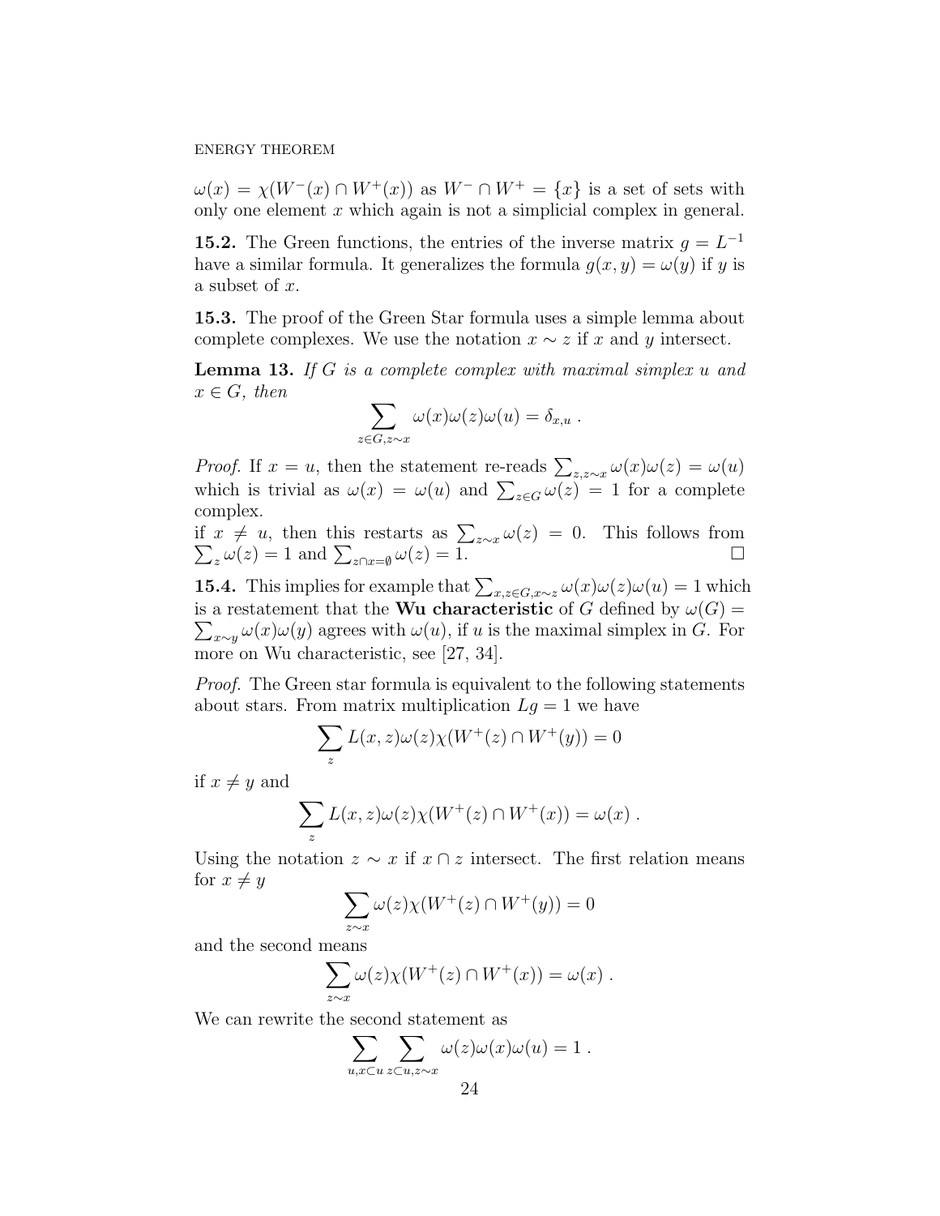$\omega(x) = \chi(W^-(x) \cap W^+(x))$ as $W^- \cap W^+ = \{x\}$ is a set of sets with only one element $x$ which again is not a simplicial complex in general.

**15.2.** The Green functions, the entries of the inverse matrix $g = L^{-1}$ have a similar formula. It generalizes the formula $g(x, y) = \omega(y)$ if $y$ is a subset of $x$.

**15.3.** The proof of the Green Star formula uses a simple lemma about complete complexes. We use the notation $x \sim z$ if $x$ and $y$ intersect.

**Lemma 13.** *If $G$ is a complete complex with maximal simplex $u$ and $x \in G$, then*

$$\sum_{z \in G, z \sim x} \omega(x)\omega(z)\omega(u) = \delta_{x,u} .$$

*Proof.* If $x = u$, then the statement re-reads $\sum_{z, z\sim x} \omega(x)\omega(z) = \omega(u)$ which is trivial as $\omega(x) = \omega(u)$ and $\sum_{z \in G} \omega(z) = 1$ for a complete complex.
if $x \neq u$, then this restarts as $\sum_{z \sim x} \omega(z) = 0$. This follows from $\sum_z \omega(z) = 1$ and $\sum_{z \cap x = \emptyset} \omega(z) = 1$. □

**15.4.** This implies for example that $\sum_{x,z \in G, x \sim z} \omega(x)\omega(z)\omega(u) = 1$ which is a restatement that the **Wu characteristic** of $G$ defined by $\omega(G) = \sum_{x \sim y} \omega(x)\omega(y)$ agrees with $\omega(u)$, if $u$ is the maximal simplex in $G$. For more on Wu characteristic, see [27, 34].

*Proof.* The Green star formula is equivalent to the following statements about stars. From matrix multiplication $Lg = 1$ we have

$$\sum_z L(x, z)\omega(z)\chi(W^+(z) \cap W^+(y)) = 0$$

if $x \neq y$ and

$$\sum_z L(x, z)\omega(z)\chi(W^+(z) \cap W^+(x)) = \omega(x) .$$

Using the notation $z \sim x$ if $x \cap z$ intersect. The first relation means for $x \neq y$

$$\sum_{z \sim x} \omega(z)\chi(W^+(z) \cap W^+(y)) = 0$$

and the second means

$$\sum_{z \sim x} \omega(z)\chi(W^+(z) \cap W^+(x)) = \omega(x) .$$

We can rewrite the second statement as

$$\sum_{u, x \subset u} \sum_{z \subset u, z \sim x} \omega(z)\omega(x)\omega(u) = 1 .$$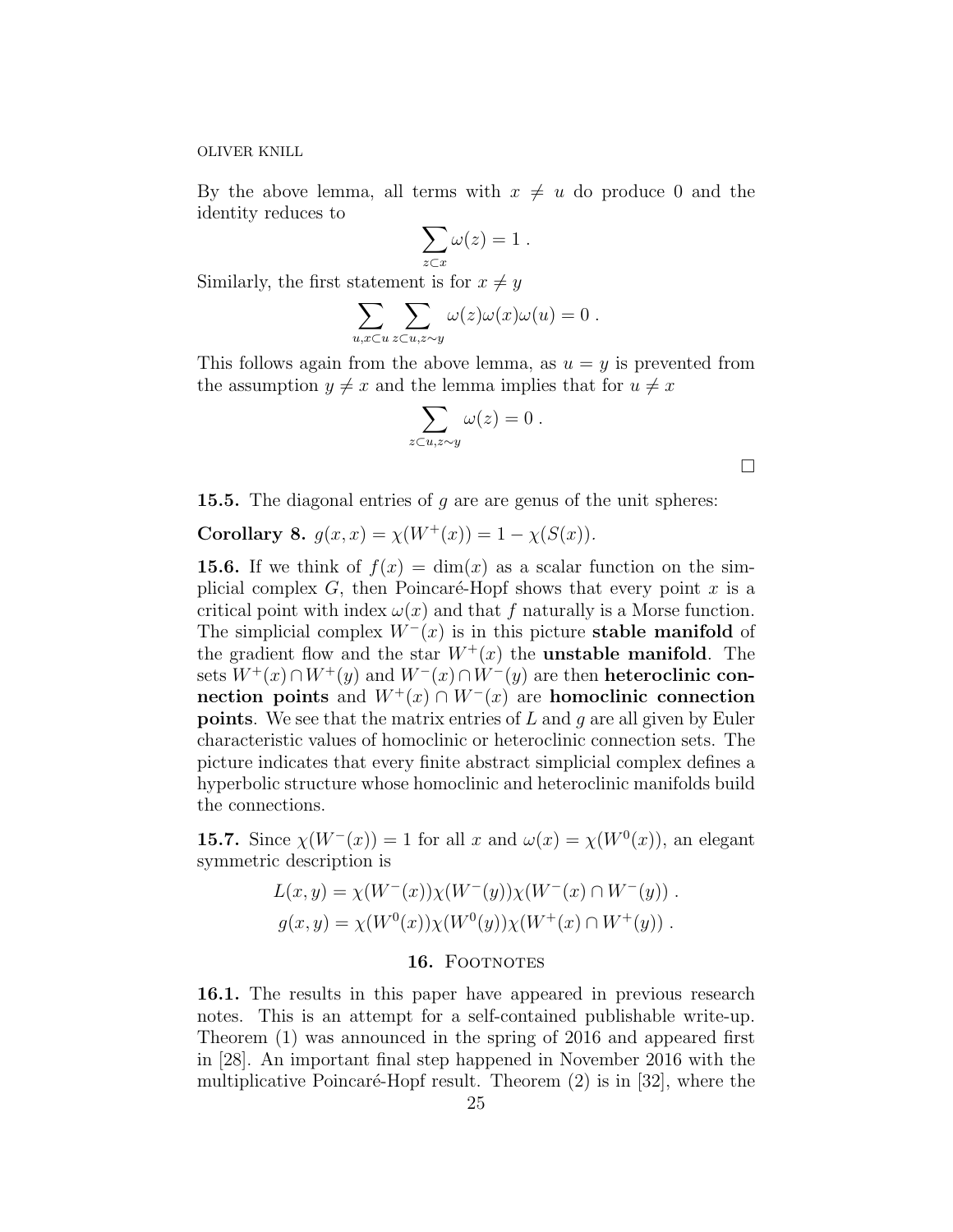By the above lemma, all terms with $x \neq u$ do produce 0 and the identity reduces to

$$\sum_{z \subset x} \omega(z) = 1 \ .$$

Similarly, the first statement is for $x \neq y$

$$\sum_{u, x \subset u} \sum_{z \subset u, z \sim y} \omega(z)\omega(x)\omega(u) = 0 \ .$$

This follows again from the above lemma, as $u = y$ is prevented from the assumption $y \neq x$ and the lemma implies that for $u \neq x$

$$\sum_{z \subset u, z \sim y} \omega(z) = 0 \ .$$

□

**15.5.** The diagonal entries of $g$ are are genus of the unit spheres:

**Corollary 8.** $g(x,x) = \chi(W^+(x)) = 1 - \chi(S(x))$.

**15.6.** If we think of $f(x) = \dim(x)$ as a scalar function on the simplicial complex $G$, then Poincaré-Hopf shows that every point $x$ is a critical point with index $\omega(x)$ and that $f$ naturally is a Morse function. The simplicial complex $W^-(x)$ is in this picture **stable manifold** of the gradient flow and the star $W^+(x)$ the **unstable manifold**. The sets $W^+(x) \cap W^+(y)$ and $W^-(x) \cap W^-(y)$ are then **heteroclinic connection points** and $W^+(x) \cap W^-(x)$ are **homoclinic connection points**. We see that the matrix entries of $L$ and $g$ are all given by Euler characteristic values of homoclinic or heteroclinic connection sets. The picture indicates that every finite abstract simplicial complex defines a hyperbolic structure whose homoclinic and heteroclinic manifolds build the connections.

**15.7.** Since $\chi(W^-(x)) = 1$ for all $x$ and $\omega(x) = \chi(W^0(x))$, an elegant symmetric description is

$$L(x,y) = \chi(W^-(x))\chi(W^-(y))\chi(W^-(x) \cap W^-(y)) \ .$$
$$g(x,y) = \chi(W^0(x))\chi(W^0(y))\chi(W^+(x) \cap W^+(y)) \ .$$

## 16. Footnotes

**16.1.** The results in this paper have appeared in previous research notes. This is an attempt for a self-contained publishable write-up. Theorem (1) was announced in the spring of 2016 and appeared first in [28]. An important final step happened in November 2016 with the multiplicative Poincaré-Hopf result. Theorem (2) is in [32], where the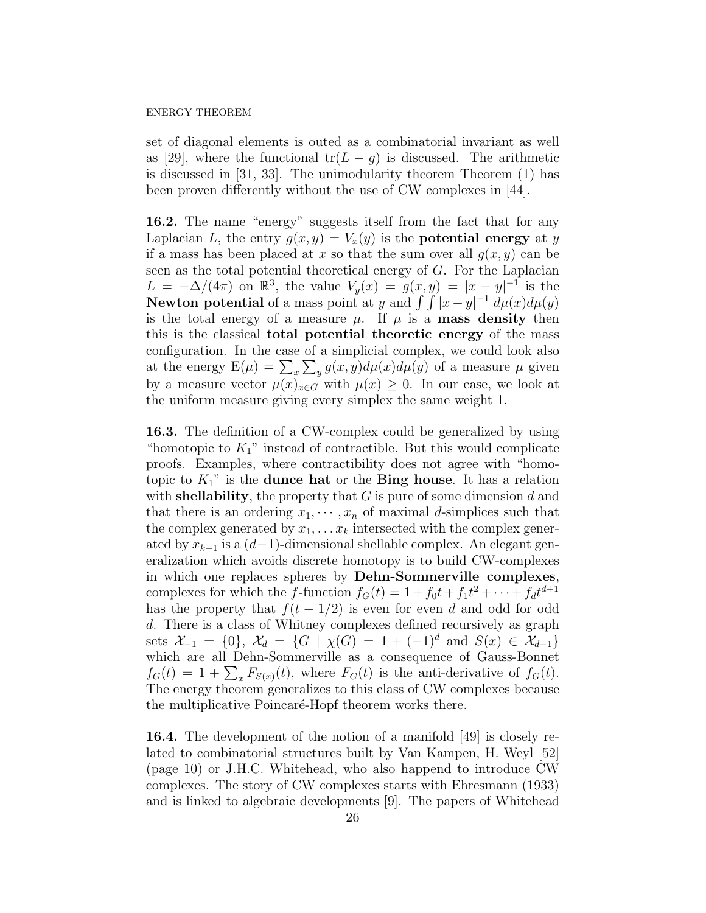set of diagonal elements is outed as a combinatorial invariant as well as [29], where the functional $\mathrm{tr}(L-g)$ is discussed. The arithmetic is discussed in [31, 33]. The unimodularity theorem Theorem (1) has been proven differently without the use of CW complexes in [44].

**16.2.** The name "energy" suggests itself from the fact that for any Laplacian $L$, the entry $g(x,y) = V_x(y)$ is the **potential energy** at $y$ if a mass has been placed at $x$ so that the sum over all $g(x,y)$ can be seen as the total potential theoretical energy of $G$. For the Laplacian $L = -\Delta/(4\pi)$ on $\mathbb{R}^3$, the value $V_y(x) = g(x,y) = |x-y|^{-1}$ is the **Newton potential** of a mass point at $y$ and $\int\int |x-y|^{-1}\, d\mu(x)d\mu(y)$ is the total energy of a measure $\mu$. If $\mu$ is a **mass density** then this is the classical **total potential theoretic energy** of the mass configuration. In the case of a simplicial complex, we could look also at the energy $\mathrm{E}(\mu) = \sum_x \sum_y g(x,y) d\mu(x) d\mu(y)$ of a measure $\mu$ given by a measure vector $\mu(x)_{x\in G}$ with $\mu(x) \geq 0$. In our case, we look at the uniform measure giving every simplex the same weight 1.

**16.3.** The definition of a CW-complex could be generalized by using "homotopic to $K_1$" instead of contractible. But this would complicate proofs. Examples, where contractibility does not agree with "homotopic to $K_1$" is the **dunce hat** or the **Bing house**. It has a relation with **shellability**, the property that $G$ is pure of some dimension $d$ and that there is an ordering $x_1, \cdots, x_n$ of maximal $d$-simplices such that the complex generated by $x_1, \dots x_k$ intersected with the complex generated by $x_{k+1}$ is a $(d-1)$-dimensional shellable complex. An elegant generalization which avoids discrete homotopy is to build CW-complexes in which one replaces spheres by **Dehn-Sommerville complexes**, complexes for which the $f$-function $f_G(t) = 1 + f_0 t + f_1 t^2 + \cdots + f_d t^{d+1}$ has the property that $f(t-1/2)$ is even for even $d$ and odd for odd $d$. There is a class of Whitney complexes defined recursively as graph sets $\mathcal{X}_{-1} = \{0\}$, $\mathcal{X}_d = \{G \mid \chi(G) = 1 + (-1)^d \text{ and } S(x) \in \mathcal{X}_{d-1}\}$ which are all Dehn-Sommerville as a consequence of Gauss-Bonnet $f_G(t) = 1 + \sum_x F_{S(x)}(t)$, where $F_G(t)$ is the anti-derivative of $f_G(t)$. The energy theorem generalizes to this class of CW complexes because the multiplicative Poincaré-Hopf theorem works there.

**16.4.** The development of the notion of a manifold [49] is closely related to combinatorial structures built by Van Kampen, H. Weyl [52] (page 10) or J.H.C. Whitehead, who also happend to introduce CW complexes. The story of CW complexes starts with Ehresmann (1933) and is linked to algebraic developments [9]. The papers of Whitehead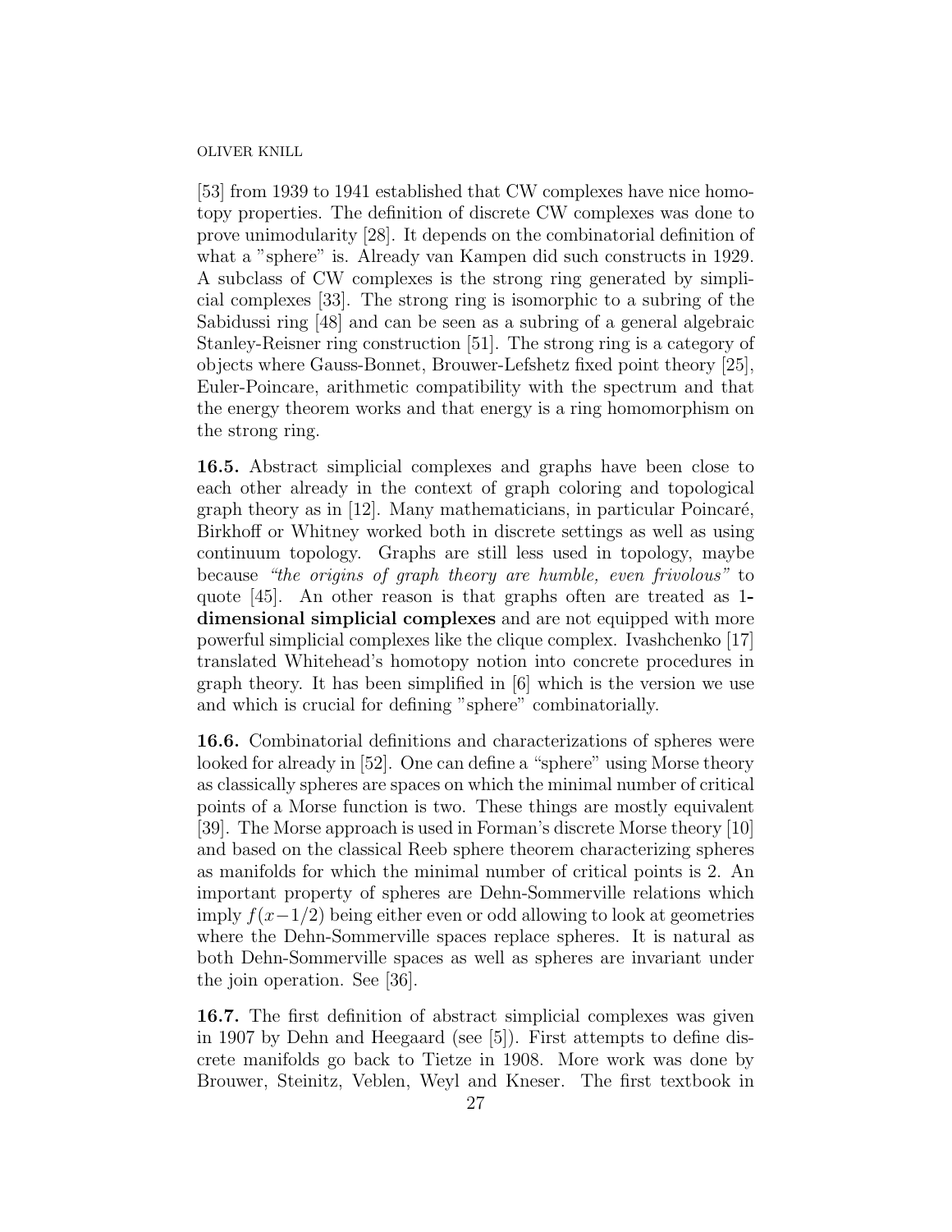[53] from 1939 to 1941 established that CW complexes have nice homotopy properties. The definition of discrete CW complexes was done to prove unimodularity [28]. It depends on the combinatorial definition of what a "sphere" is. Already van Kampen did such constructs in 1929. A subclass of CW complexes is the strong ring generated by simplicial complexes [33]. The strong ring is isomorphic to a subring of the Sabidussi ring [48] and can be seen as a subring of a general algebraic Stanley-Reisner ring construction [51]. The strong ring is a category of objects where Gauss-Bonnet, Brouwer-Lefshetz fixed point theory [25], Euler-Poincare, arithmetic compatibility with the spectrum and that the energy theorem works and that energy is a ring homomorphism on the strong ring.

**16.5.** Abstract simplicial complexes and graphs have been close to each other already in the context of graph coloring and topological graph theory as in [12]. Many mathematicians, in particular Poincaré, Birkhoff or Whitney worked both in discrete settings as well as using continuum topology. Graphs are still less used in topology, maybe because *"the origins of graph theory are humble, even frivolous"* to quote [45]. An other reason is that graphs often are treated as **1-dimensional simplicial complexes** and are not equipped with more powerful simplicial complexes like the clique complex. Ivashchenko [17] translated Whitehead's homotopy notion into concrete procedures in graph theory. It has been simplified in [6] which is the version we use and which is crucial for defining "sphere" combinatorially.

**16.6.** Combinatorial definitions and characterizations of spheres were looked for already in [52]. One can define a "sphere" using Morse theory as classically spheres are spaces on which the minimal number of critical points of a Morse function is two. These things are mostly equivalent [39]. The Morse approach is used in Forman's discrete Morse theory [10] and based on the classical Reeb sphere theorem characterizing spheres as manifolds for which the minimal number of critical points is 2. An important property of spheres are Dehn-Sommerville relations which imply $f(x-1/2)$ being either even or odd allowing to look at geometries where the Dehn-Sommerville spaces replace spheres. It is natural as both Dehn-Sommerville spaces as well as spheres are invariant under the join operation. See [36].

**16.7.** The first definition of abstract simplicial complexes was given in 1907 by Dehn and Heegaard (see [5]). First attempts to define discrete manifolds go back to Tietze in 1908. More work was done by Brouwer, Steinitz, Veblen, Weyl and Kneser. The first textbook in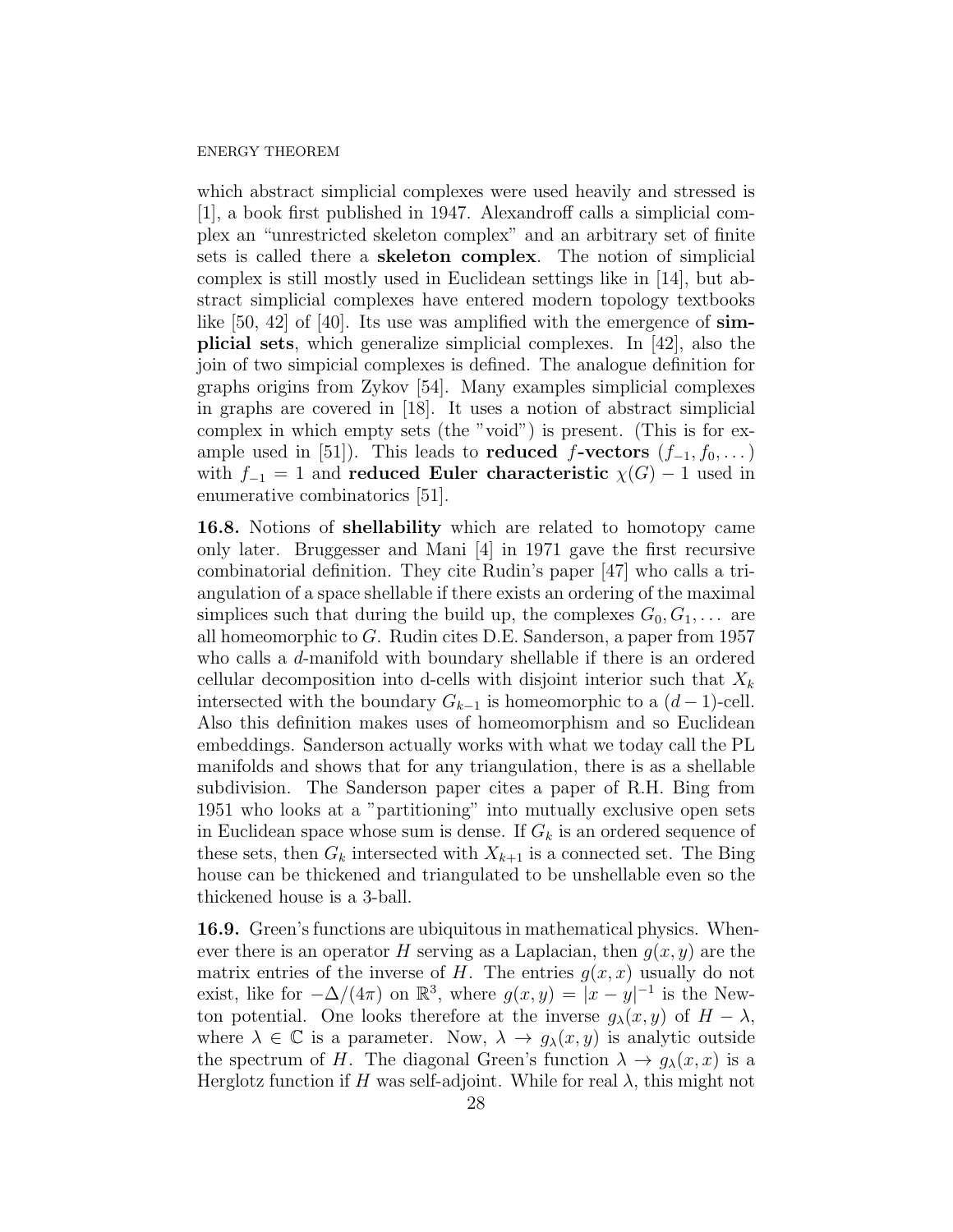which abstract simplicial complexes were used heavily and stressed is [1], a book first published in 1947. Alexandroff calls a simplicial complex an "unrestricted skeleton complex" and an arbitrary set of finite sets is called there a **skeleton complex**. The notion of simplicial complex is still mostly used in Euclidean settings like in [14], but abstract simplicial complexes have entered modern topology textbooks like [50, 42] of [40]. Its use was amplified with the emergence of **simplicial sets**, which generalize simplicial complexes. In [42], also the join of two simpicial complexes is defined. The analogue definition for graphs origins from Zykov [54]. Many examples simplicial complexes in graphs are covered in [18]. It uses a notion of abstract simplicial complex in which empty sets (the "void") is present. (This is for example used in [51]). This leads to **reduced $f$-vectors** $(f_{-1}, f_0, \dots)$ with $f_{-1} = 1$ and **reduced Euler characteristic** $\chi(G) - 1$ used in enumerative combinatorics [51].

**16.8.** Notions of **shellability** which are related to homotopy came only later. Bruggesser and Mani [4] in 1971 gave the first recursive combinatorial definition. They cite Rudin's paper [47] who calls a triangulation of a space shellable if there exists an ordering of the maximal simplices such that during the build up, the complexes $G_0, G_1, \dots$ are all homeomorphic to $G$. Rudin cites D.E. Sanderson, a paper from 1957 who calls a $d$-manifold with boundary shellable if there is an ordered cellular decomposition into d-cells with disjoint interior such that $X_k$ intersected with the boundary $G_{k-1}$ is homeomorphic to a $(d-1)$-cell. Also this definition makes uses of homeomorphism and so Euclidean embeddings. Sanderson actually works with what we today call the PL manifolds and shows that for any triangulation, there is as a shellable subdivision. The Sanderson paper cites a paper of R.H. Bing from 1951 who looks at a "partitioning" into mutually exclusive open sets in Euclidean space whose sum is dense. If $G_k$ is an ordered sequence of these sets, then $G_k$ intersected with $X_{k+1}$ is a connected set. The Bing house can be thickened and triangulated to be unshellable even so the thickened house is a 3-ball.

**16.9.** Green's functions are ubiquitous in mathematical physics. Whenever there is an operator $H$ serving as a Laplacian, then $g(x, y)$ are the matrix entries of the inverse of $H$. The entries $g(x, x)$ usually do not exist, like for $-\Delta/(4\pi)$ on $\mathbb{R}^3$, where $g(x, y) = |x - y|^{-1}$ is the Newton potential. One looks therefore at the inverse $g_\lambda(x, y)$ of $H - \lambda$, where $\lambda \in \mathbb{C}$ is a parameter. Now, $\lambda \to g_\lambda(x, y)$ is analytic outside the spectrum of $H$. The diagonal Green's function $\lambda \to g_\lambda(x, x)$ is a Herglotz function if $H$ was self-adjoint. While for real $\lambda$, this might not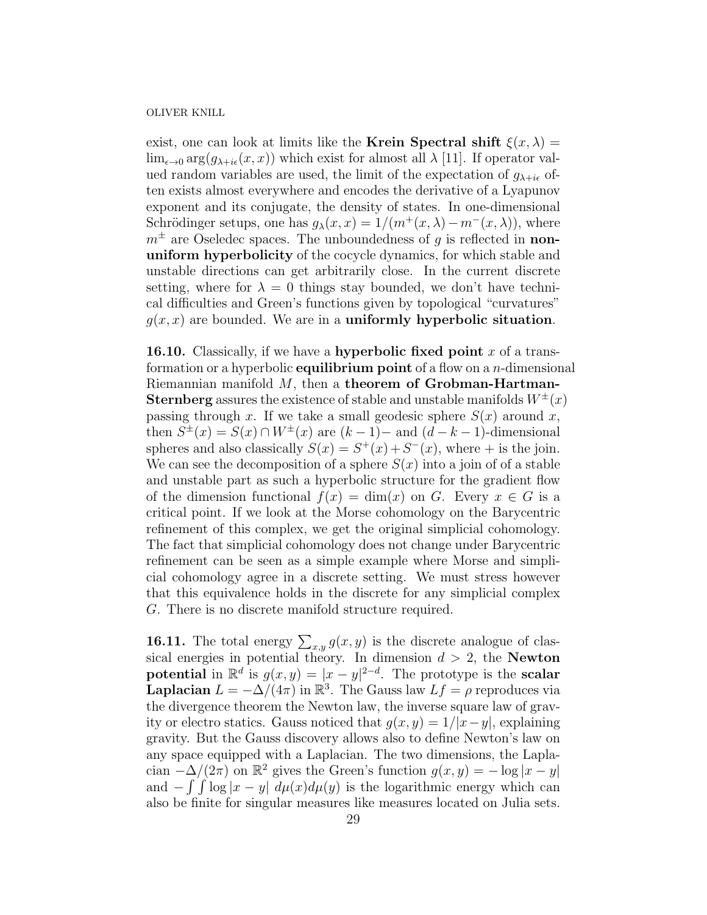exist, one can look at limits like the **Krein Spectral shift** $\xi(x, \lambda) = \lim_{\epsilon \to 0} \arg(g_{\lambda+i\epsilon}(x, x))$ which exist for almost all $\lambda$ [11]. If operator valued random variables are used, the limit of the expectation of $g_{\lambda+i\epsilon}$ often exists almost everywhere and encodes the derivative of a Lyapunov exponent and its conjugate, the density of states. In one-dimensional Schrödinger setups, one has $g_\lambda(x, x) = 1/(m^+(x, \lambda) - m^-(x, \lambda))$, where $m^\pm$ are Oseledec spaces. The unboundedness of $g$ is reflected in **non-uniform hyperbolicity** of the cocycle dynamics, for which stable and unstable directions can get arbitrarily close. In the current discrete setting, where for $\lambda = 0$ things stay bounded, we don't have technical difficulties and Green's functions given by topological "curvatures" $g(x, x)$ are bounded. We are in a **uniformly hyperbolic situation**.

**16.10.** Classically, if we have a **hyperbolic fixed point** $x$ of a transformation or a hyperbolic **equilibrium point** of a flow on a $n$-dimensional Riemannian manifold $M$, then a **theorem of Grobman-Hartman-Sternberg** assures the existence of stable and unstable manifolds $W^\pm(x)$ passing through $x$. If we take a small geodesic sphere $S(x)$ around $x$, then $S^\pm(x) = S(x) \cap W^\pm(x)$ are $(k-1)-$ and $(d-k-1)$-dimensional spheres and also classically $S(x) = S^+(x) + S^-(x)$, where $+$ is the join. We can see the decomposition of a sphere $S(x)$ into a join of of a stable and unstable part as such a hyperbolic structure for the gradient flow of the dimension functional $f(x) = \dim(x)$ on $G$. Every $x \in G$ is a critical point. If we look at the Morse cohomology on the Barycentric refinement of this complex, we get the original simplicial cohomology. The fact that simplicial cohomology does not change under Barycentric refinement can be seen as a simple example where Morse and simplicial cohomology agree in a discrete setting. We must stress however that this equivalence holds in the discrete for any simplicial complex $G$. There is no discrete manifold structure required.

**16.11.** The total energy $\sum_{x,y} g(x, y)$ is the discrete analogue of classical energies in potential theory. In dimension $d > 2$, the **Newton potential** in $\mathbb{R}^d$ is $g(x, y) = |x - y|^{2-d}$. The prototype is the **scalar Laplacian** $L = -\Delta/(4\pi)$ in $\mathbb{R}^3$. The Gauss law $Lf = \rho$ reproduces via the divergence theorem the Newton law, the inverse square law of gravity or electro statics. Gauss noticed that $g(x, y) = 1/|x - y|$, explaining gravity. But the Gauss discovery allows also to define Newton's law on any space equipped with a Laplacian. The two dimensions, the Laplacian $-\Delta/(2\pi)$ on $\mathbb{R}^2$ gives the Green's function $g(x, y) = -\log|x - y|$ and $-\int\int \log|x - y| \; d\mu(x)d\mu(y)$ is the logarithmic energy which can also be finite for singular measures like measures located on Julia sets.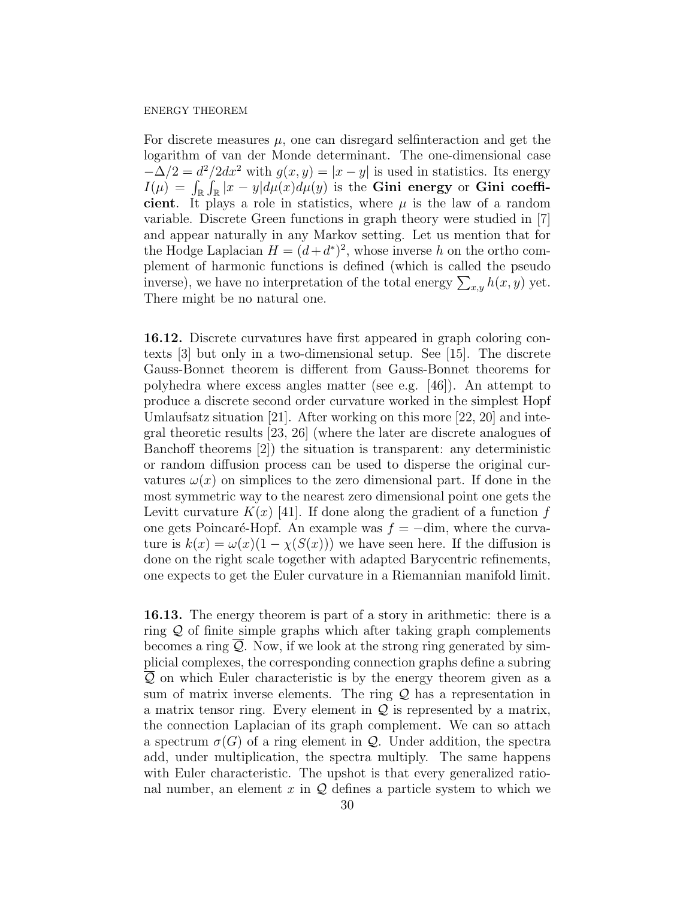For discrete measures $\mu$, one can disregard selfinteraction and get the logarithm of van der Monde determinant. The one-dimensional case $-\Delta/2 = d^2/2dx^2$ with $g(x,y) = |x-y|$ is used in statistics. Its energy $I(\mu) = \int_{\mathbb{R}} \int_{\mathbb{R}} |x-y| d\mu(x) d\mu(y)$ is the **Gini energy** or **Gini coefficient**. It plays a role in statistics, where $\mu$ is the law of a random variable. Discrete Green functions in graph theory were studied in [7] and appear naturally in any Markov setting. Let us mention that for the Hodge Laplacian $H = (d+d^*)^2$, whose inverse $h$ on the ortho complement of harmonic functions is defined (which is called the pseudo inverse), we have no interpretation of the total energy $\sum_{x,y} h(x,y)$ yet. There might be no natural one.

**16.12.** Discrete curvatures have first appeared in graph coloring contexts [3] but only in a two-dimensional setup. See [15]. The discrete Gauss-Bonnet theorem is different from Gauss-Bonnet theorems for polyhedra where excess angles matter (see e.g. [46]). An attempt to produce a discrete second order curvature worked in the simplest Hopf Umlaufsatz situation [21]. After working on this more [22, 20] and integral theoretic results [23, 26] (where the later are discrete analogues of Banchoff theorems [2]) the situation is transparent: any deterministic or random diffusion process can be used to disperse the original curvatures $\omega(x)$ on simplices to the zero dimensional part. If done in the most symmetric way to the nearest zero dimensional point one gets the Levitt curvature $K(x)$ [41]. If done along the gradient of a function $f$ one gets Poincaré-Hopf. An example was $f = -\text{dim}$, where the curvature is $k(x) = \omega(x)(1 - \chi(S(x)))$ we have seen here. If the diffusion is done on the right scale together with adapted Barycentric refinements, one expects to get the Euler curvature in a Riemannian manifold limit.

**16.13.** The energy theorem is part of a story in arithmetic: there is a ring $\mathcal{Q}$ of finite simple graphs which after taking graph complements becomes a ring $\overline{\mathcal{Q}}$. Now, if we look at the strong ring generated by simplicial complexes, the corresponding connection graphs define a subring $\overline{\mathcal{Q}}$ on which Euler characteristic is by the energy theorem given as a sum of matrix inverse elements. The ring $\mathcal{Q}$ has a representation in a matrix tensor ring. Every element in $\mathcal{Q}$ is represented by a matrix, the connection Laplacian of its graph complement. We can so attach a spectrum $\sigma(G)$ of a ring element in $\mathcal{Q}$. Under addition, the spectra add, under multiplication, the spectra multiply. The same happens with Euler characteristic. The upshot is that every generalized rational number, an element $x$ in $\mathcal{Q}$ defines a particle system to which we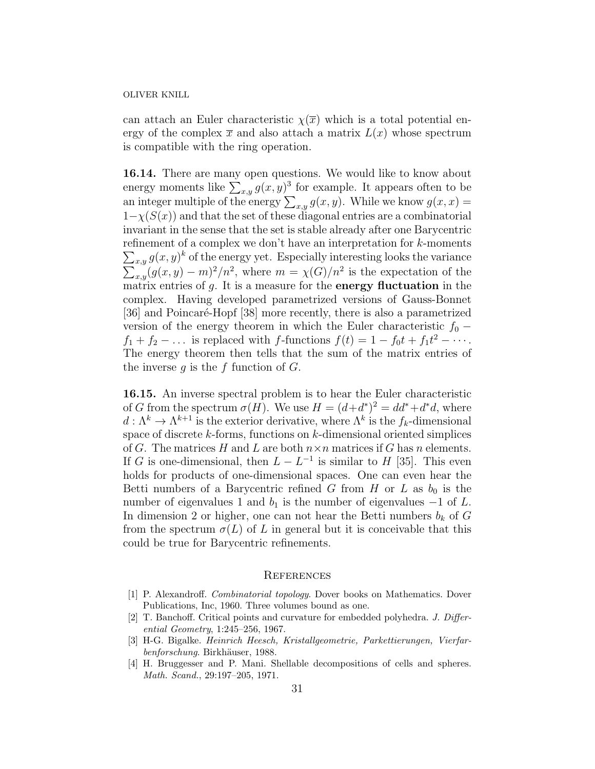can attach an Euler characteristic $\chi(\overline{x})$ which is a total potential energy of the complex $\overline{x}$ and also attach a matrix $L(x)$ whose spectrum is compatible with the ring operation.

**16.14.** There are many open questions. We would like to know about energy moments like $\sum_{x,y} g(x,y)^3$ for example. It appears often to be an integer multiple of the energy $\sum_{x,y} g(x,y)$. While we know $g(x,x) = 1-\chi(S(x))$ and that the set of these diagonal entries are a combinatorial invariant in the sense that the set is stable already after one Barycentric refinement of a complex we don't have an interpretation for $k$-moments $\sum_{x,y} g(x,y)^k$ of the energy yet. Especially interesting looks the variance $\sum_{x,y}(g(x,y)-m)^2/n^2$, where $m = \chi(G)/n^2$ is the expectation of the matrix entries of $g$. It is a measure for the **energy fluctuation** in the complex. Having developed parametrized versions of Gauss-Bonnet [36] and Poincaré-Hopf [38] more recently, there is also a parametrized version of the energy theorem in which the Euler characteristic $f_0 - f_1 + f_2 - \dots$ is replaced with $f$-functions $f(t) = 1 - f_0 t + f_1 t^2 - \cdots$. The energy theorem then tells that the sum of the matrix entries of the inverse $g$ is the $f$ function of $G$.

**16.15.** An inverse spectral problem is to hear the Euler characteristic of $G$ from the spectrum $\sigma(H)$. We use $H = (d+d^*)^2 = dd^* + d^*d$, where $d : \Lambda^k \to \Lambda^{k+1}$ is the exterior derivative, where $\Lambda^k$ is the $f_k$-dimensional space of discrete $k$-forms, functions on $k$-dimensional oriented simplices of $G$. The matrices $H$ and $L$ are both $n \times n$ matrices if $G$ has $n$ elements. If $G$ is one-dimensional, then $L - L^{-1}$ is similar to $H$ [35]. This even holds for products of one-dimensional spaces. One can even hear the Betti numbers of a Barycentric refined $G$ from $H$ or $L$ as $b_0$ is the number of eigenvalues 1 and $b_1$ is the number of eigenvalues $-1$ of $L$. In dimension 2 or higher, one can not hear the Betti numbers $b_k$ of $G$ from the spectrum $\sigma(L)$ of $L$ in general but it is conceivable that this could be true for Barycentric refinements.

## References

[1] P. Alexandroff. *Combinatorial topology*. Dover books on Mathematics. Dover Publications, Inc, 1960. Three volumes bound as one.

[2] T. Banchoff. Critical points and curvature for embedded polyhedra. *J. Differential Geometry*, 1:245–256, 1967.

[3] H-G. Bigalke. *Heinrich Heesch, Kristallgeometrie, Parkettierungen, Vierfarbenforschung*. Birkhäuser, 1988.

[4] H. Bruggesser and P. Mani. Shellable decompositions of cells and spheres. *Math. Scand.*, 29:197–205, 1971.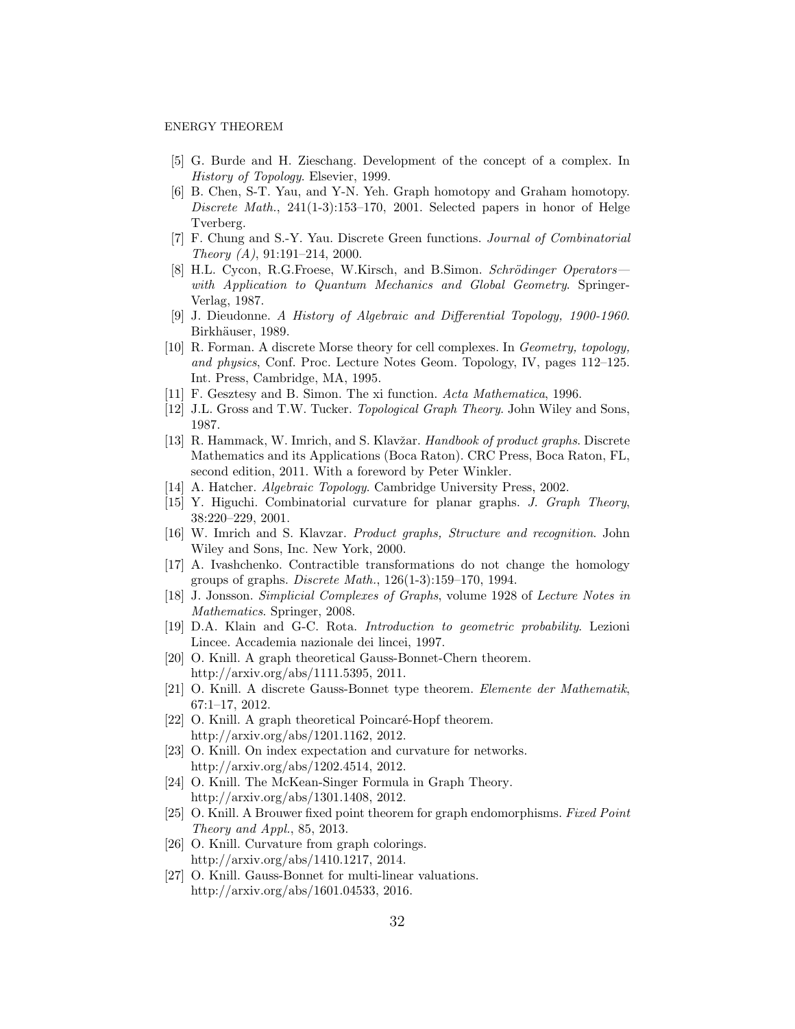[5] G. Burde and H. Zieschang. Development of the concept of a complex. In *History of Topology*. Elsevier, 1999.

[6] B. Chen, S-T. Yau, and Y-N. Yeh. Graph homotopy and Graham homotopy. *Discrete Math.*, 241(1-3):153–170, 2001. Selected papers in honor of Helge Tverberg.

[7] F. Chung and S.-Y. Yau. Discrete Green functions. *Journal of Combinatorial Theory (A)*, 91:191–214, 2000.

[8] H.L. Cycon, R.G.Froese, W.Kirsch, and B.Simon. *Schrödinger Operators—with Application to Quantum Mechanics and Global Geometry*. Springer-Verlag, 1987.

[9] J. Dieudonne. *A History of Algebraic and Differential Topology, 1900-1960*. Birkhäuser, 1989.

[10] R. Forman. A discrete Morse theory for cell complexes. In *Geometry, topology, and physics*, Conf. Proc. Lecture Notes Geom. Topology, IV, pages 112–125. Int. Press, Cambridge, MA, 1995.

[11] F. Gesztesy and B. Simon. The xi function. *Acta Mathematica*, 1996.

[12] J.L. Gross and T.W. Tucker. *Topological Graph Theory*. John Wiley and Sons, 1987.

[13] R. Hammack, W. Imrich, and S. Klavžar. *Handbook of product graphs*. Discrete Mathematics and its Applications (Boca Raton). CRC Press, Boca Raton, FL, second edition, 2011. With a foreword by Peter Winkler.

[14] A. Hatcher. *Algebraic Topology*. Cambridge University Press, 2002.

[15] Y. Higuchi. Combinatorial curvature for planar graphs. *J. Graph Theory*, 38:220–229, 2001.

[16] W. Imrich and S. Klavzar. *Product graphs, Structure and recognition*. John Wiley and Sons, Inc. New York, 2000.

[17] A. Ivashchenko. Contractible transformations do not change the homology groups of graphs. *Discrete Math.*, 126(1-3):159–170, 1994.

[18] J. Jonsson. *Simplicial Complexes of Graphs*, volume 1928 of *Lecture Notes in Mathematics*. Springer, 2008.

[19] D.A. Klain and G-C. Rota. *Introduction to geometric probability*. Lezioni Lincee. Accademia nazionale dei lincei, 1997.

[20] O. Knill. A graph theoretical Gauss-Bonnet-Chern theorem. http://arxiv.org/abs/1111.5395, 2011.

[21] O. Knill. A discrete Gauss-Bonnet type theorem. *Elemente der Mathematik*, 67:1–17, 2012.

[22] O. Knill. A graph theoretical Poincaré-Hopf theorem. http://arxiv.org/abs/1201.1162, 2012.

[23] O. Knill. On index expectation and curvature for networks. http://arxiv.org/abs/1202.4514, 2012.

[24] O. Knill. The McKean-Singer Formula in Graph Theory. http://arxiv.org/abs/1301.1408, 2012.

[25] O. Knill. A Brouwer fixed point theorem for graph endomorphisms. *Fixed Point Theory and Appl.*, 85, 2013.

[26] O. Knill. Curvature from graph colorings. http://arxiv.org/abs/1410.1217, 2014.

[27] O. Knill. Gauss-Bonnet for multi-linear valuations. http://arxiv.org/abs/1601.04533, 2016.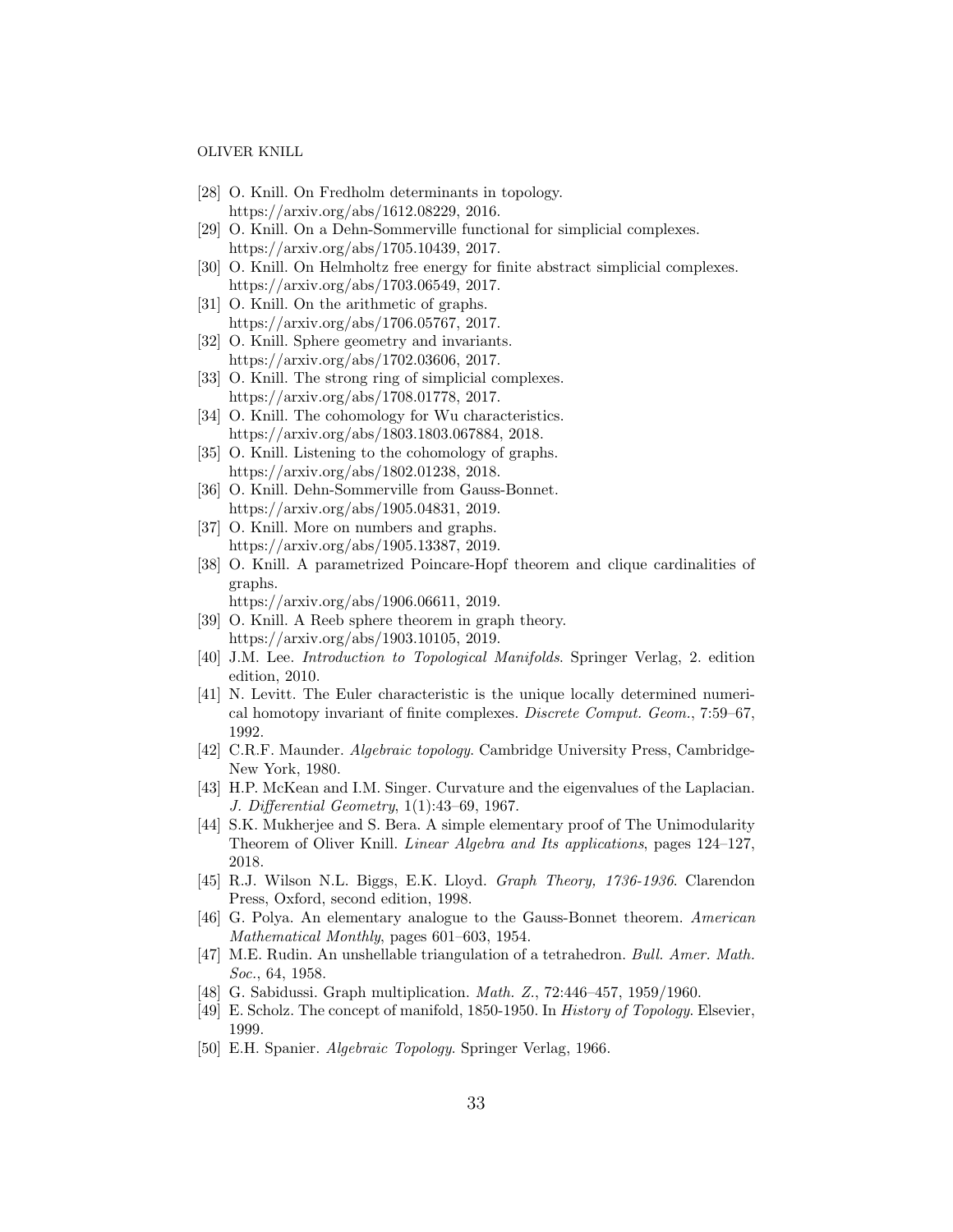- [28] O. Knill. On Fredholm determinants in topology. https://arxiv.org/abs/1612.08229, 2016.
- [29] O. Knill. On a Dehn-Sommerville functional for simplicial complexes. https://arxiv.org/abs/1705.10439, 2017.
- [30] O. Knill. On Helmholtz free energy for finite abstract simplicial complexes. https://arxiv.org/abs/1703.06549, 2017.
- [31] O. Knill. On the arithmetic of graphs. https://arxiv.org/abs/1706.05767, 2017.
- [32] O. Knill. Sphere geometry and invariants. https://arxiv.org/abs/1702.03606, 2017.
- [33] O. Knill. The strong ring of simplicial complexes. https://arxiv.org/abs/1708.01778, 2017.
- [34] O. Knill. The cohomology for Wu characteristics. https://arxiv.org/abs/1803.1803.067884, 2018.
- [35] O. Knill. Listening to the cohomology of graphs. https://arxiv.org/abs/1802.01238, 2018.
- [36] O. Knill. Dehn-Sommerville from Gauss-Bonnet. https://arxiv.org/abs/1905.04831, 2019.
- [37] O. Knill. More on numbers and graphs. https://arxiv.org/abs/1905.13387, 2019.
- [38] O. Knill. A parametrized Poincare-Hopf theorem and clique cardinalities of graphs. https://arxiv.org/abs/1906.06611, 2019.
- [39] O. Knill. A Reeb sphere theorem in graph theory. https://arxiv.org/abs/1903.10105, 2019.
- [40] J.M. Lee. *Introduction to Topological Manifolds*. Springer Verlag, 2. edition edition, 2010.
- [41] N. Levitt. The Euler characteristic is the unique locally determined numerical homotopy invariant of finite complexes. *Discrete Comput. Geom.*, 7:59–67, 1992.
- [42] C.R.F. Maunder. *Algebraic topology*. Cambridge University Press, Cambridge-New York, 1980.
- [43] H.P. McKean and I.M. Singer. Curvature and the eigenvalues of the Laplacian. *J. Differential Geometry*, 1(1):43–69, 1967.
- [44] S.K. Mukherjee and S. Bera. A simple elementary proof of The Unimodularity Theorem of Oliver Knill. *Linear Algebra and Its applications*, pages 124–127, 2018.
- [45] R.J. Wilson N.L. Biggs, E.K. Lloyd. *Graph Theory, 1736-1936*. Clarendon Press, Oxford, second edition, 1998.
- [46] G. Polya. An elementary analogue to the Gauss-Bonnet theorem. *American Mathematical Monthly*, pages 601–603, 1954.
- [47] M.E. Rudin. An unshellable triangulation of a tetrahedron. *Bull. Amer. Math. Soc.*, 64, 1958.
- [48] G. Sabidussi. Graph multiplication. *Math. Z.*, 72:446–457, 1959/1960.
- [49] E. Scholz. The concept of manifold, 1850-1950. In *History of Topology*. Elsevier, 1999.
- [50] E.H. Spanier. *Algebraic Topology*. Springer Verlag, 1966.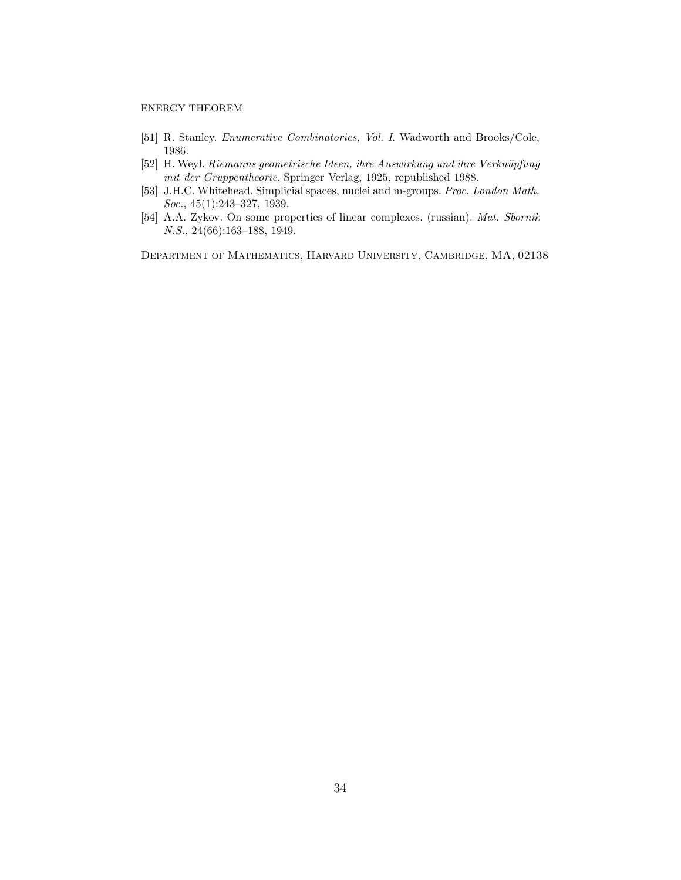- [51] R. Stanley. *Enumerative Combinatorics, Vol. I.* Wadworth and Brooks/Cole, 1986.
- [52] H. Weyl. *Riemanns geometrische Ideen, ihre Auswirkung und ihre Verknüpfung mit der Gruppentheorie*. Springer Verlag, 1925, republished 1988.
- [53] J.H.C. Whitehead. Simplicial spaces, nuclei and m-groups. *Proc. London Math. Soc.*, 45(1):243–327, 1939.
- [54] A.A. Zykov. On some properties of linear complexes. (russian). *Mat. Sbornik N.S.*, 24(66):163–188, 1949.

Department of Mathematics, Harvard University, Cambridge, MA, 02138